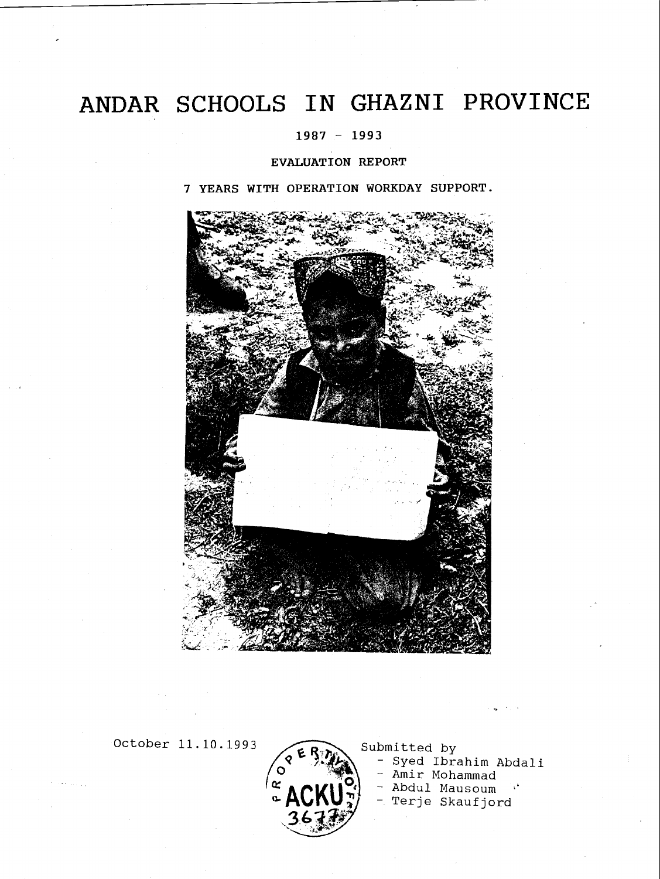# ANDAR SCHOOLS IN GHAZNI PROVINCE

1987 - 1993

EVALUATION REPORT

7 YEARS WITH OPERATION WORKDAY SUPPORT.

October 11.10.1993

Submitted by
- Syed Ibrahim Abdali
- Amir Mohammad
- Abdul Mausoum
- Terje Skaufjord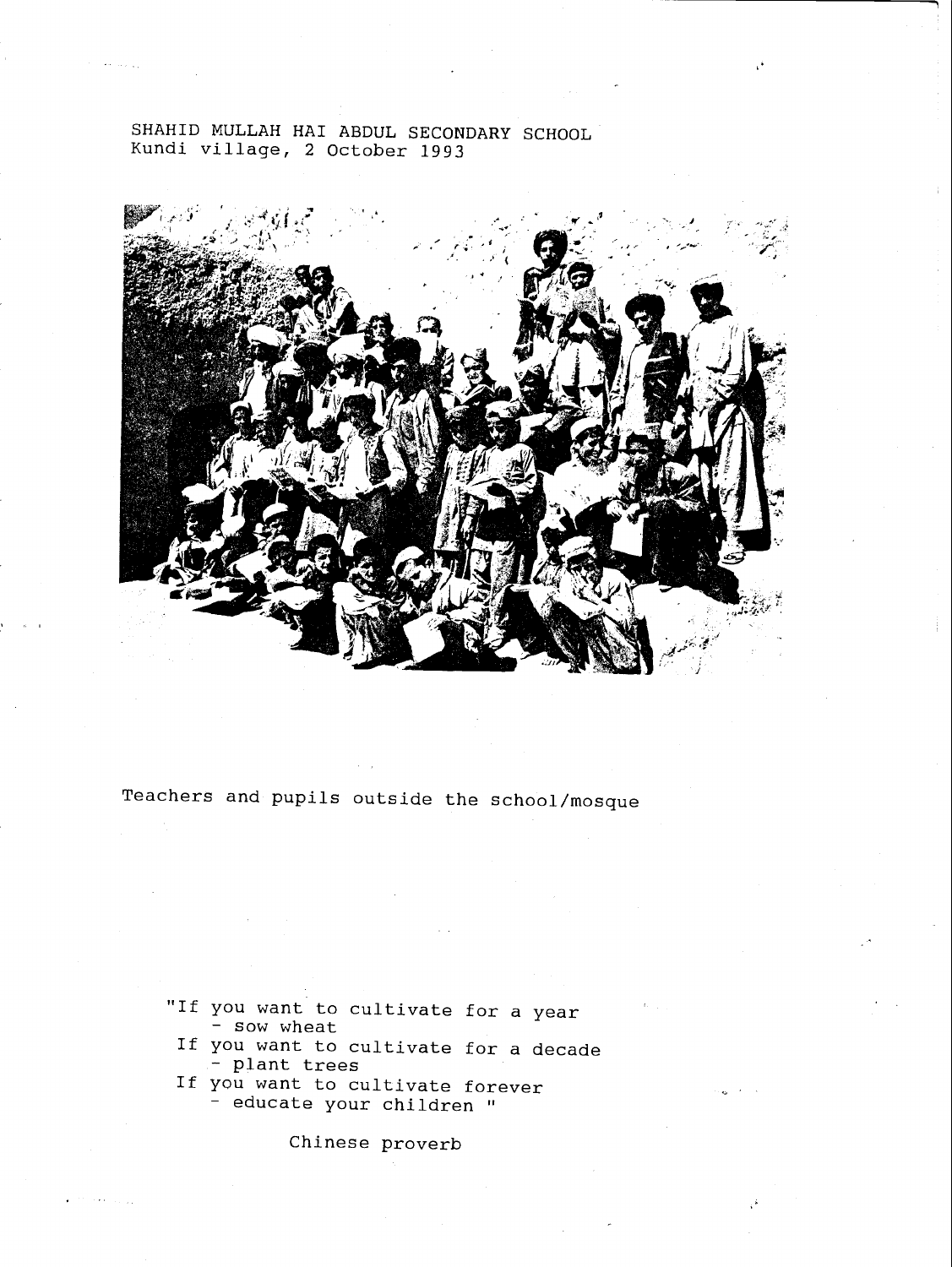SHAHID MULLAH HAI ABDUL SECONDARY SCHOOL
Kundi village, 2 October 1993

Teachers and pupils outside the school/mosque

"If you want to cultivate for a year
 - sow wheat
If you want to cultivate for a decade
 - plant trees
If you want to cultivate forever
 - educate your children "

Chinese proverb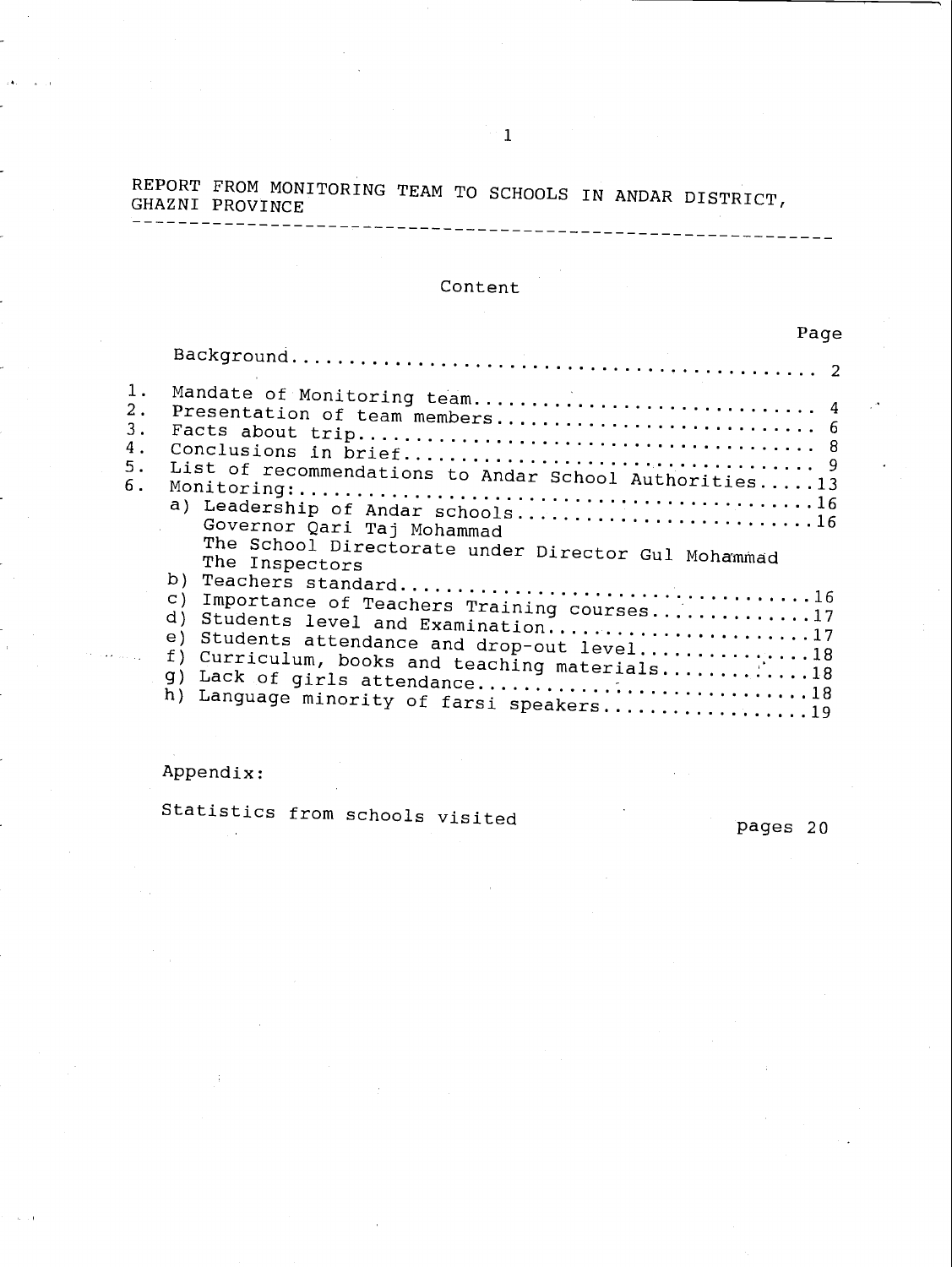# REPORT FROM MONITORING TEAM TO SCHOOLS IN ANDAR DISTRICT, GHAZNI PROVINCE

## Content

| | | Page |
|---|---|---|
| | Background | 2 |
| 1. | Mandate of Monitoring team | 4 |
| 2. | Presentation of team members | 6 |
| 3. | Facts about trip | 8 |
| 4. | Conclusions in brief | 9 |
| 5. | List of recommendations to Andar School Authorities | 13 |
| 6. | Monitoring: | 16 |
| | a) Leadership of Andar schools | 16 |
| | Governor Qari Taj Mohammad | |
| | The School Directorate under Director Gul Mohammad | |
| | The Inspectors | |
| | b) Teachers standard | 16 |
| | c) Importance of Teachers Training courses | 17 |
| | d) Students level and Examination | 17 |
| | e) Students attendance and drop-out level | 18 |
| | f) Curriculum, books and teaching materials | 18 |
| | g) Lack of girls attendance | 18 |
| | h) Language minority of farsi speakers | 19 |

Appendix:

Statistics from schools visited — pages 20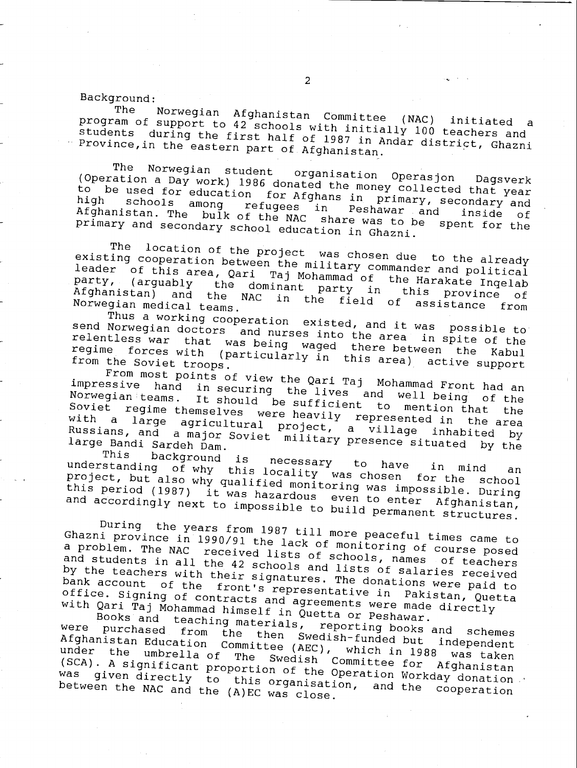Background:

The Norwegian Afghanistan Committee (NAC) initiated a program of support to 42 schools with initially 100 teachers and students during the first half of 1987 in Andar district, Ghazni Province, in the eastern part of Afghanistan.

The Norwegian student organisation Operasjon Dagsverk (Operation a Day work) 1986 donated the money collected that year to be used for education for Afghans in primary, secondary and high schools among refugees in Peshawar and inside of Afghanistan. The bulk of the NAC share was to be spent for the primary and secondary school education in Ghazni.

The location of the project was chosen due to the already existing cooperation between the military commander and political leader of this area, Qari Taj Mohammad of the Harakate Inqelab party, (arguably the dominant party in this province of Afghanistan) and the NAC in the field of assistance from Norwegian medical teams.

Thus a working cooperation existed, and it was possible to send Norwegian doctors and nurses into the area in spite of the relentless war that was being waged there between the Kabul regime forces with (particularly in this area) active support from the Soviet troops.

From most points of view the Qari Taj Mohammad Front had an impressive hand in securing the lives and well being of the Norwegian teams. It should be sufficient to mention that the Soviet regime themselves were heavily represented in the area with a large agricultural project, a village inhabited by Russians, and a major Soviet military presence situated by the large Bandi Sardeh Dam.

This background is necessary to have in mind an understanding of why this locality was chosen for the school project, but also why qualified monitoring was impossible. During this period (1987) it was hazardous even to enter Afghanistan, and accordingly next to impossible to build permanent structures.

During the years from 1987 till more peaceful times came to Ghazni province in 1990/91 the lack of monitoring of course posed a problem. The NAC received lists of schools, names of teachers and students in all the 42 schools and lists of salaries received by the teachers with their signatures. The donations were paid to bank account of the front's representative in Pakistan, Quetta office. Signing of contracts and agreements were made directly with Qari Taj Mohammad himself in Quetta or Peshawar.

Books and teaching materials, reporting books and schemes were purchased from the then Swedish-funded but independent Afghanistan Education Committee (AEC), which in 1988 was taken under the umbrella of The Swedish Committee for Afghanistan (SCA). A significant proportion of the Operation Workday donation was given directly to this organisation, and the cooperation between the NAC and the (A)EC was close.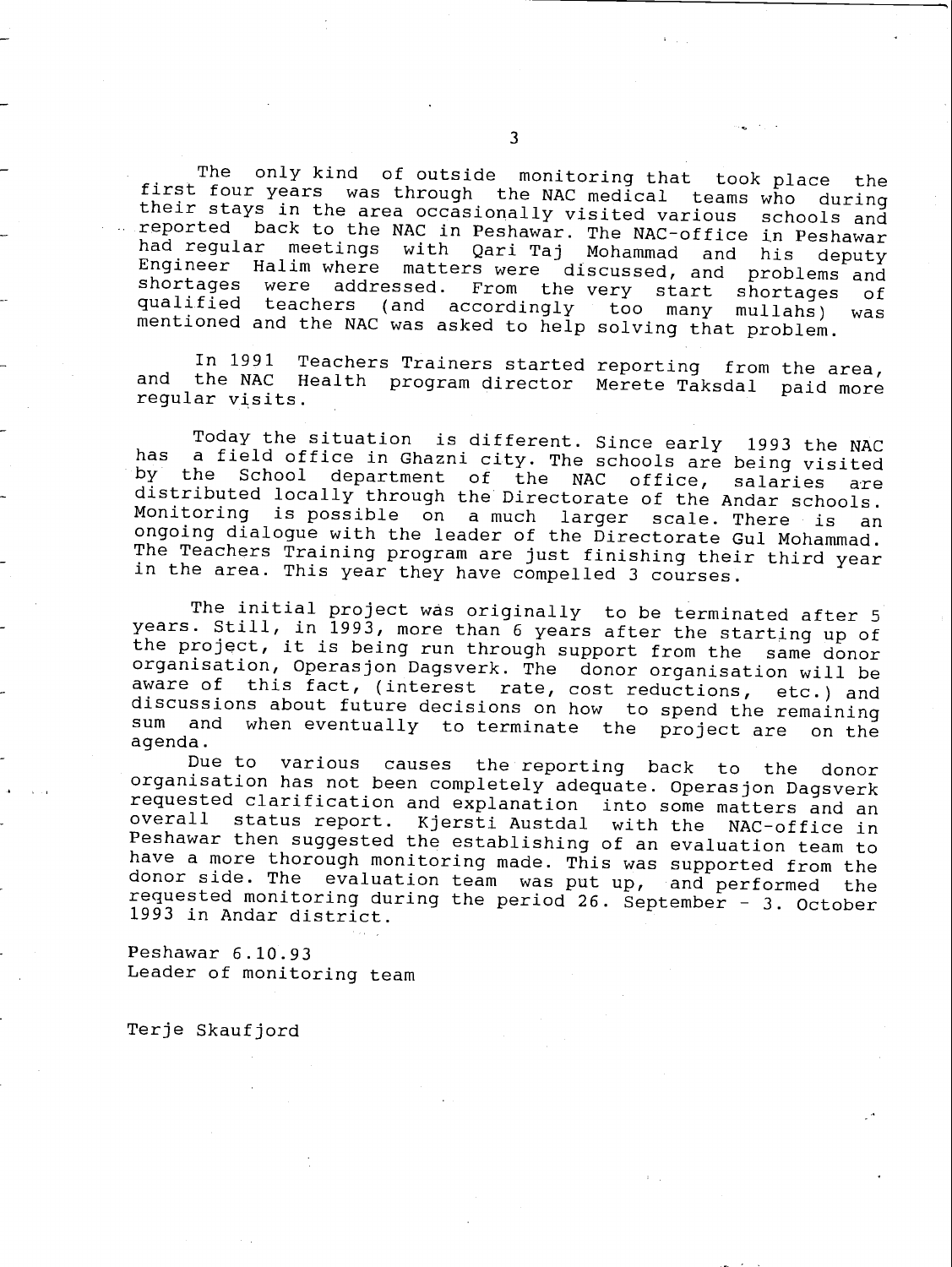The only kind of outside monitoring that took place the first four years was through the NAC medical teams who during their stays in the area occasionally visited various schools and reported back to the NAC in Peshawar. The NAC-office in Peshawar had regular meetings with Qari Taj Mohammad and his deputy Engineer Halim where matters were discussed, and problems and shortages were addressed. From the very start shortages of qualified teachers (and accordingly too many mullahs) was mentioned and the NAC was asked to help solving that problem.

In 1991 Teachers Trainers started reporting from the area, and the NAC Health program director Merete Taksdal paid more regular visits.

Today the situation is different. Since early 1993 the NAC has a field office in Ghazni city. The schools are being visited by the School department of the NAC office, salaries are distributed locally through the Directorate of the Andar schools. Monitoring is possible on a much larger scale. There is an ongoing dialogue with the leader of the Directorate Gul Mohammad. The Teachers Training program are just finishing their third year in the area. This year they have compelled 3 courses.

The initial project was originally to be terminated after 5 years. Still, in 1993, more than 6 years after the starting up of the project, it is being run through support from the same donor organisation, Operasjon Dagsverk. The donor organisation will be aware of this fact, (interest rate, cost reductions, etc.) and discussions about future decisions on how to spend the remaining sum and when eventually to terminate the project are on the agenda.

Due to various causes the reporting back to the donor organisation has not been completely adequate. Operasjon Dagsverk requested clarification and explanation into some matters and an overall status report. Kjersti Austdal with the NAC-office in Peshawar then suggested the establishing of an evaluation team to have a more thorough monitoring made. This was supported from the donor side. The evaluation team was put up, and performed the requested monitoring during the period 26. September - 3. October 1993 in Andar district.

Peshawar 6.10.93
Leader of monitoring team

Terje Skaufjord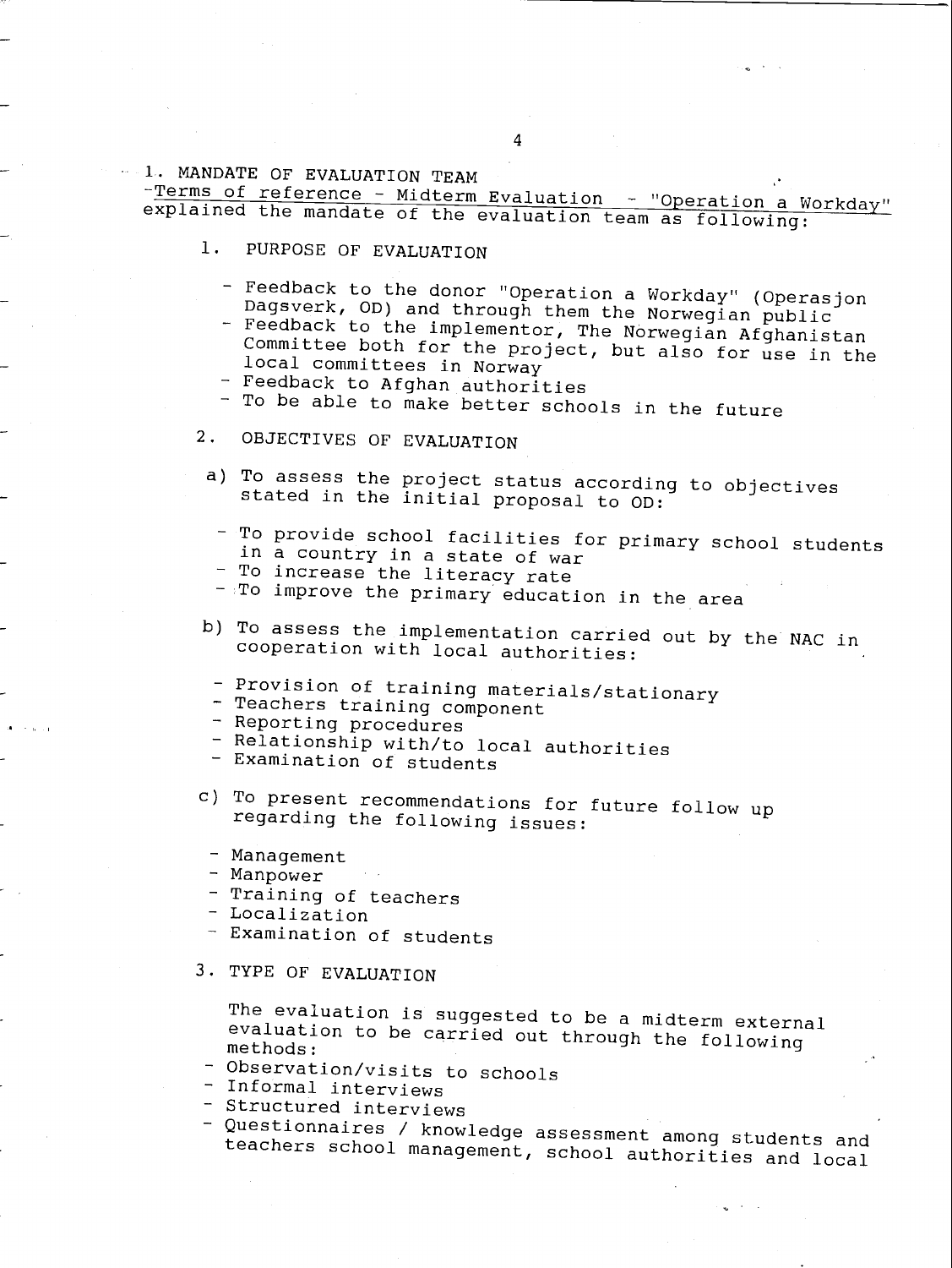## 1. MANDATE OF EVALUATION TEAM

<u>-Terms of reference - Midterm Evaluation - "Operation a Workday"</u> explained the mandate of the evaluation team as following:

### 1. PURPOSE OF EVALUATION

- Feedback to the donor "Operation a Workday" (Operasjon Dagsverk, OD) and through them the Norwegian public
- Feedback to the implementor, The Norwegian Afghanistan Committee both for the project, but also for use in the local committees in Norway
- Feedback to Afghan authorities
- To be able to make better schools in the future

### 2. OBJECTIVES OF EVALUATION

a) To assess the project status according to objectives stated in the initial proposal to OD:

- To provide school facilities for primary school students in a country in a state of war
- To increase the literacy rate
- To improve the primary education in the area

b) To assess the implementation carried out by the NAC in cooperation with local authorities:

- Provision of training materials/stationary
- Teachers training component
- Reporting procedures
- Relationship with/to local authorities
- Examination of students

c) To present recommendations for future follow up regarding the following issues:

- Management
- Manpower
- Training of teachers
- Localization
- Examination of students

### 3. TYPE OF EVALUATION

The evaluation is suggested to be a midterm external evaluation to be carried out through the following methods:

- Observation/visits to schools
- Informal interviews
- Structured interviews
- Questionnaires / knowledge assessment among students and teachers school management, school authorities and local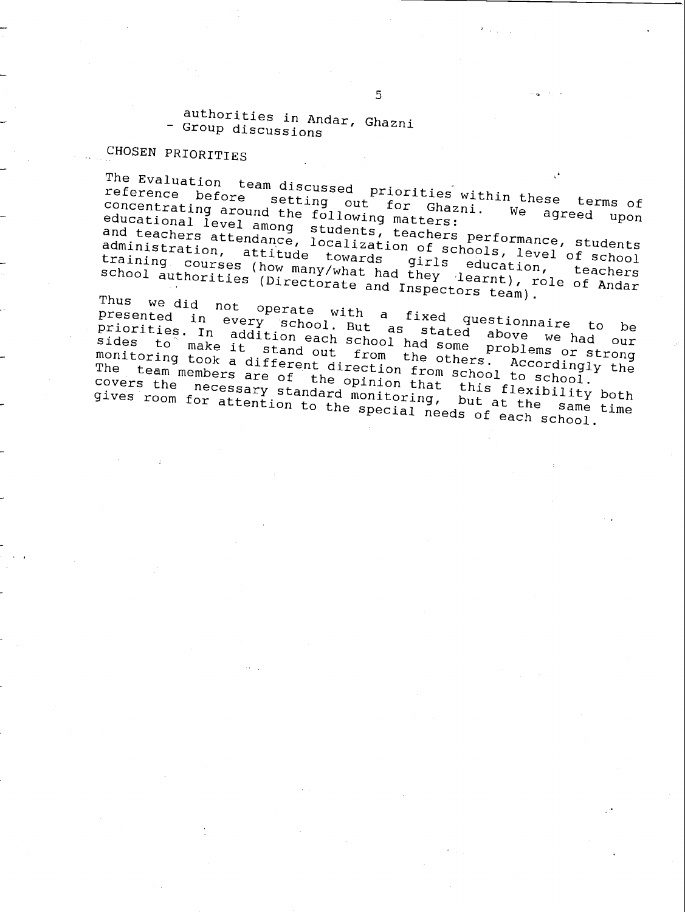authorities in Andar, Ghazni
- Group discussions

## CHOSEN PRIORITIES

The Evaluation team discussed priorities within these terms of reference before setting out for Ghazni. We agreed upon concentrating around the following matters: educational level among students, teachers performance, students and teachers attendance, localization of schools, level of school administration, attitude towards girls education, teachers training courses (how many/what had they learnt), role of Andar school authorities (Directorate and Inspectors team).

Thus we did not operate with a fixed questionnaire to be presented in every school. But as stated above we had our priorities. In addition each school had some problems or strong sides to make it stand out from the others. Accordingly the monitoring took a different direction from school to school. The team members are of the opinion that this flexibility both covers the necessary standard monitoring, but at the same time gives room for attention to the special needs of each school.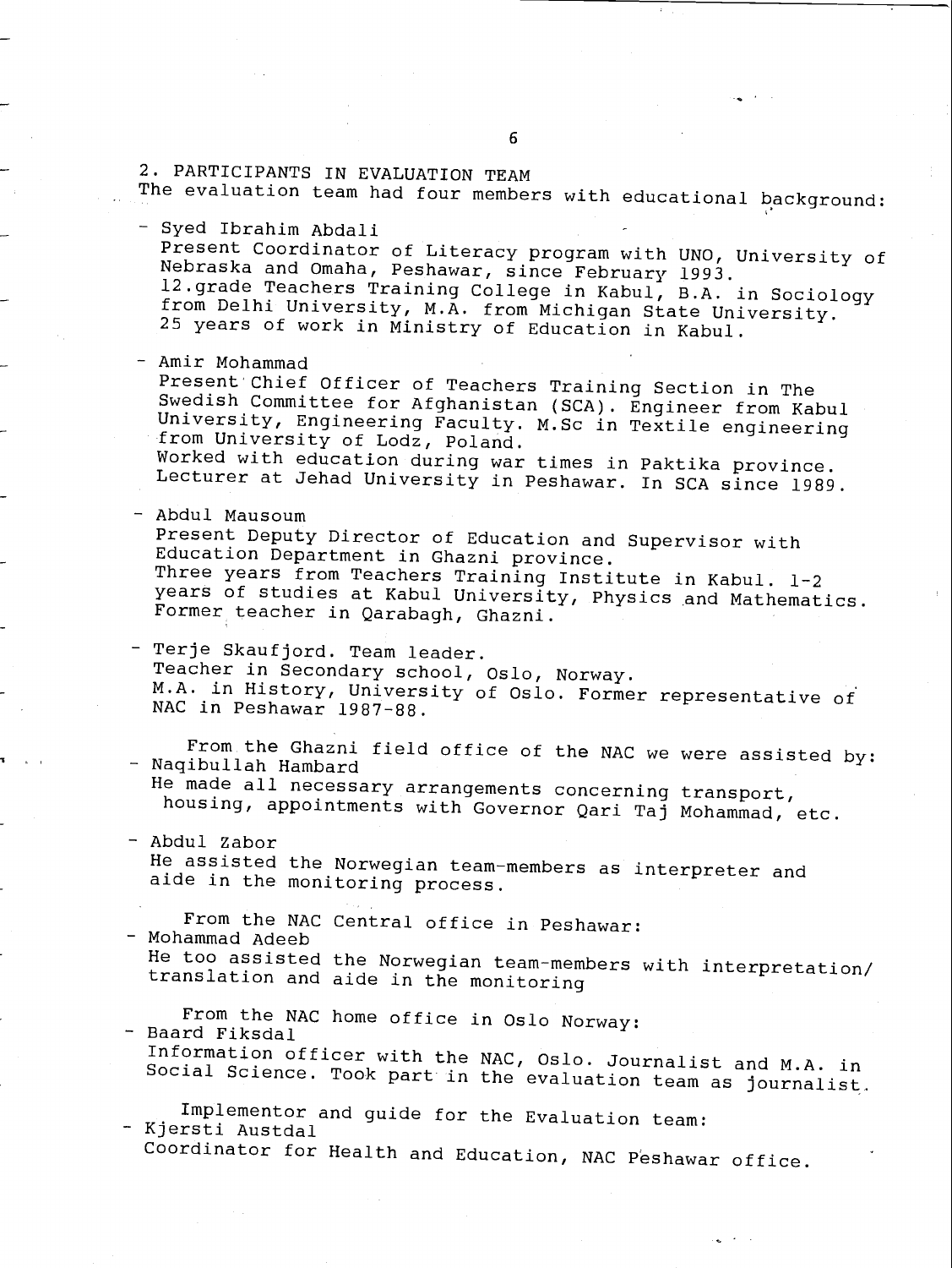## 2. PARTICIPANTS IN EVALUATION TEAM

The evaluation team had four members with educational background:

- Syed Ibrahim Abdali
  Present Coordinator of Literacy program with UNO, University of Nebraska and Omaha, Peshawar, since February 1993.
  12.grade Teachers Training College in Kabul, B.A. in Sociology from Delhi University, M.A. from Michigan State University.
  25 years of work in Ministry of Education in Kabul.

- Amir Mohammad
  Present Chief Officer of Teachers Training Section in The Swedish Committee for Afghanistan (SCA). Engineer from Kabul University, Engineering Faculty. M.Sc in Textile engineering from University of Lodz, Poland.
  Worked with education during war times in Paktika province.
  Lecturer at Jehad University in Peshawar. In SCA since 1989.

- Abdul Mausoum
  Present Deputy Director of Education and Supervisor with Education Department in Ghazni province.
  Three years from Teachers Training Institute in Kabul. 1-2 years of studies at Kabul University, Physics and Mathematics.
  Former teacher in Qarabagh, Ghazni.

- Terje Skaufjord. Team leader.
  Teacher in Secondary school, Oslo, Norway.
  M.A. in History, University of Oslo. Former representative of NAC in Peshawar 1987-88.

From the Ghazni field office of the NAC we were assisted by:

- Naqibullah Hambard
  He made all necessary arrangements concerning transport, housing, appointments with Governor Qari Taj Mohammad, etc.

- Abdul Zabor
  He assisted the Norwegian team-members as interpreter and aide in the monitoring process.

From the NAC Central office in Peshawar:

- Mohammad Adeeb
  He too assisted the Norwegian team-members with interpretation/translation and aide in the monitoring

From the NAC home office in Oslo Norway:

- Baard Fiksdal
  Information officer with the NAC, Oslo. Journalist and M.A. in Social Science. Took part in the evaluation team as journalist.

Implementor and guide for the Evaluation team:

- Kjersti Austdal
  Coordinator for Health and Education, NAC Peshawar office.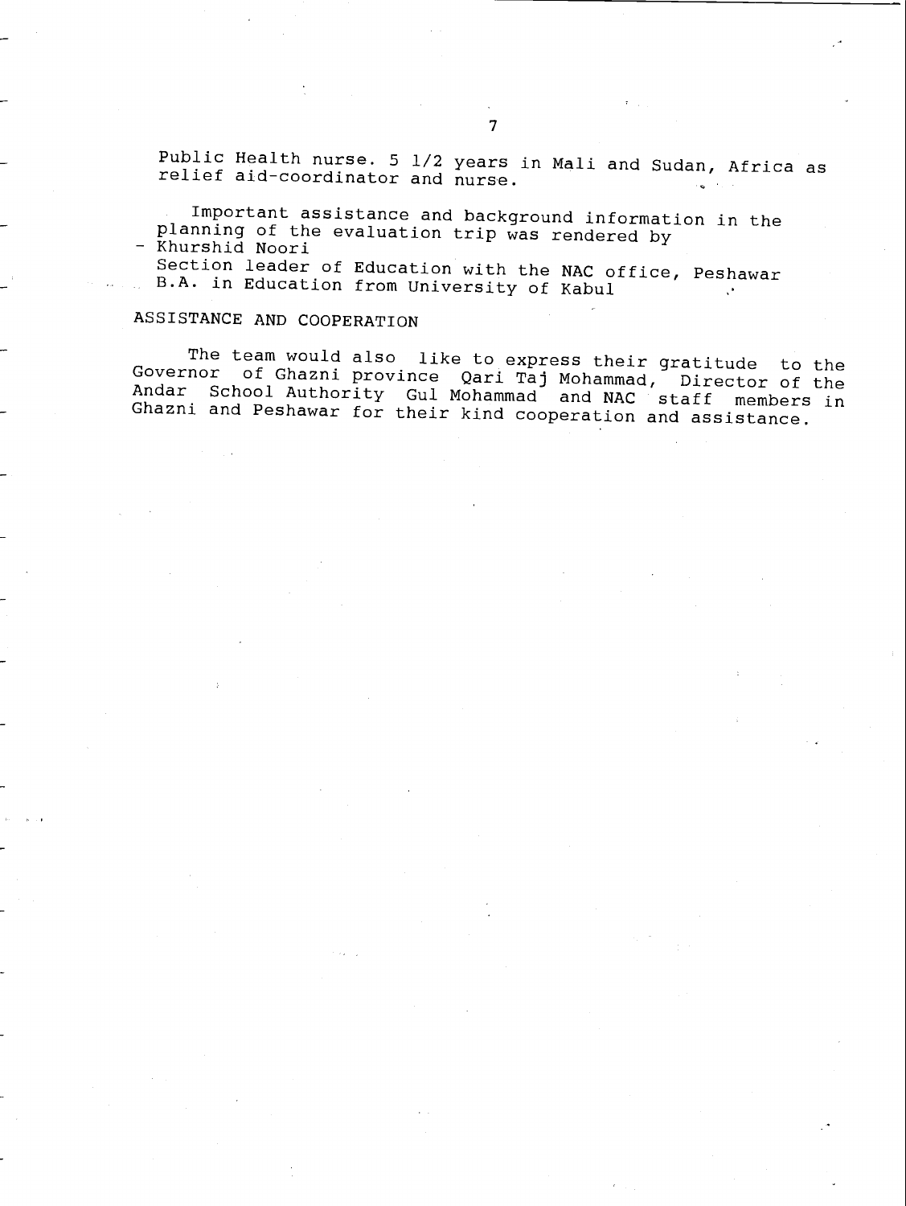Public Health nurse. 5 1/2 years in Mali and Sudan, Africa as relief aid-coordinator and nurse.

Important assistance and background information in the planning of the evaluation trip was rendered by

- Khurshid Noori
  Section leader of Education with the NAC office, Peshawar
  B.A. in Education from University of Kabul

## ASSISTANCE AND COOPERATION

The team would also like to express their gratitude to the Governor of Ghazni province Qari Taj Mohammad, Director of the Andar School Authority Gul Mohammad and NAC staff members in Ghazni and Peshawar for their kind cooperation and assistance.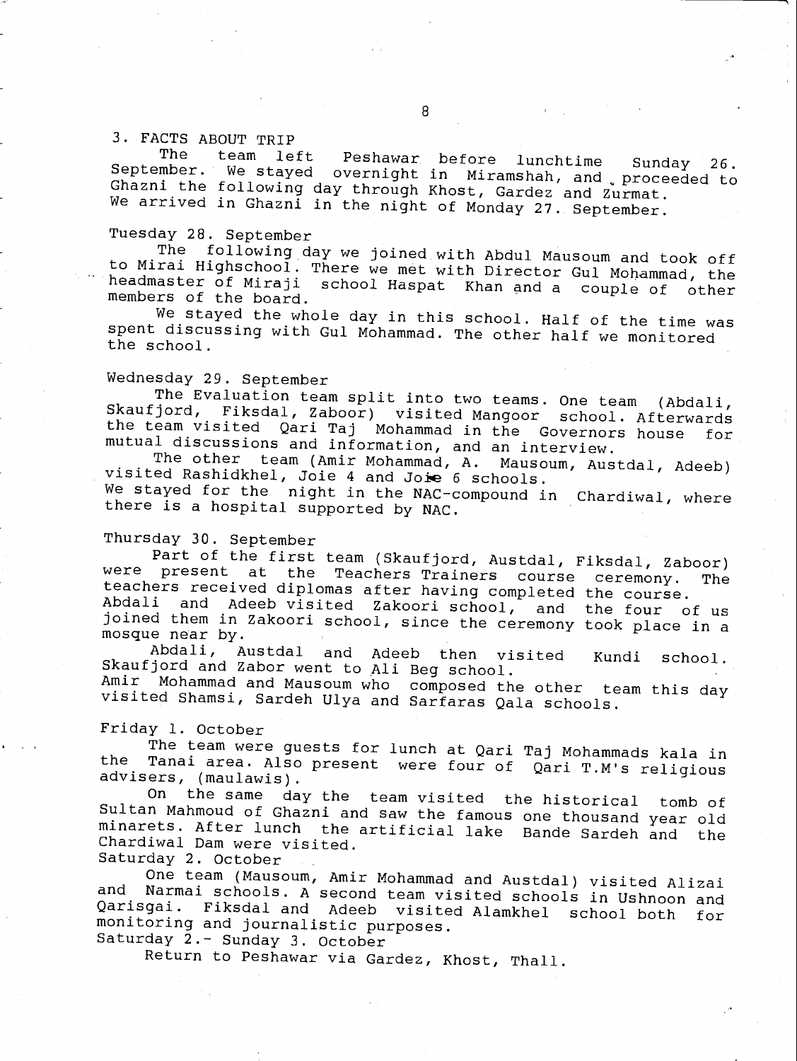## 3. FACTS ABOUT TRIP

The team left Peshawar before lunchtime Sunday 26. September. We stayed overnight in Miramshah, and proceeded to Ghazni the following day through Khost, Gardez and Zurmat. We arrived in Ghazni in the night of Monday 27. September.

Tuesday 28. September

The following day we joined with Abdul Mausoum and took off to Mirai Highschool. There we met with Director Gul Mohammad, the headmaster of Miraji school Haspat Khan and a couple of other members of the board.

We stayed the whole day in this school. Half of the time was spent discussing with Gul Mohammad. The other half we monitored the school.

Wednesday 29. September

The Evaluation team split into two teams. One team (Abdali, Skaufjord, Fiksdal, Zaboor) visited Mangoor school. Afterwards the team visited Qari Taj Mohammad in the Governors house for mutual discussions and information, and an interview.

The other team (Amir Mohammad, A. Mausoum, Austdal, Adeeb) visited Rashidkhel, Joie 4 and Joie 6 schools.
We stayed for the night in the NAC-compound in Chardiwal, where there is a hospital supported by NAC.

Thursday 30. September

Part of the first team (Skaufjord, Austdal, Fiksdal, Zaboor) were present at the Teachers Trainers course ceremony. The teachers received diplomas after having completed the course. Abdali and Adeeb visited Zakoori school, and the four of us joined them in Zakoori school, since the ceremony took place in a mosque near by.

Abdali, Austdal and Adeeb then visited Kundi school. Skaufjord and Zabor went to Ali Beg school.
Amir Mohammad and Mausoum who composed the other team this day visited Shamsi, Sardeh Ulya and Sarfaras Qala schools.

Friday 1. October

The team were guests for lunch at Qari Taj Mohammads kala in the Tanai area. Also present were four of Qari T.M's religious advisers, (maulawis).

On the same day the team visited the historical tomb of Sultan Mahmoud of Ghazni and saw the famous one thousand year old minarets. After lunch the artificial lake Bande Sardeh and the Chardiwal Dam were visited.

Saturday 2. October

One team (Mausoum, Amir Mohammad and Austdal) visited Alizai and Narmai schools. A second team visited schools in Ushnoon and Qarisgai. Fiksdal and Adeeb visited Alamkhel school both for monitoring and journalistic purposes.

Saturday 2.- Sunday 3. October

Return to Peshawar via Gardez, Khost, Thall.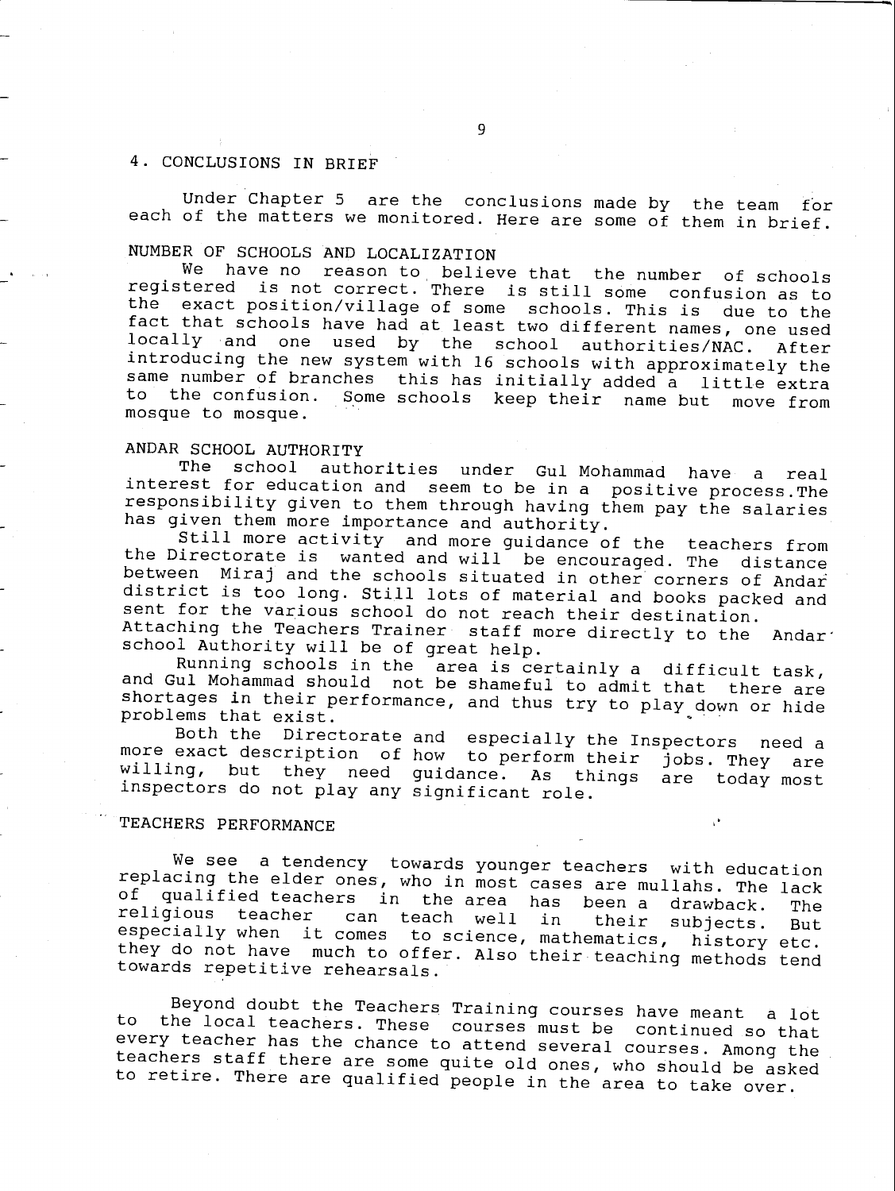## 4. CONCLUSIONS IN BRIEF

Under Chapter 5 are the conclusions made by the team for each of the matters we monitored. Here are some of them in brief.

### NUMBER OF SCHOOLS AND LOCALIZATION

We have no reason to believe that the number of schools registered is not correct. There is still some confusion as to the exact position/village of some schools. This is due to the fact that schools have had at least two different names, one used locally and one used by the school authorities/NAC. After introducing the new system with 16 schools with approximately the same number of branches this has initially added a little extra to the confusion. Some schools keep their name but move from mosque to mosque.

### ANDAR SCHOOL AUTHORITY

The school authorities under Gul Mohammad have a real interest for education and seem to be in a positive process. The responsibility given to them through having them pay the salaries has given them more importance and authority.

Still more activity and more guidance of the teachers from the Directorate is wanted and will be encouraged. The distance between Miraj and the schools situated in other corners of Andar district is too long. Still lots of material and books packed and sent for the various school do not reach their destination. Attaching the Teachers Trainer staff more directly to the Andar school Authority will be of great help.

Running schools in the area is certainly a difficult task, and Gul Mohammad should not be shameful to admit that there are shortages in their performance, and thus try to play down or hide problems that exist.

Both the Directorate and especially the Inspectors need a more exact description of how to perform their jobs. They are willing, but they need guidance. As things are today most inspectors do not play any significant role.

### TEACHERS PERFORMANCE

We see a tendency towards younger teachers with education replacing the elder ones, who in most cases are mullahs. The lack of qualified teachers in the area has been a drawback. The religious teacher can teach well in their subjects. But especially when it comes to science, mathematics, history etc. they do not have much to offer. Also their teaching methods tend towards repetitive rehearsals.

Beyond doubt the Teachers Training courses have meant a lot to the local teachers. These courses must be continued so that every teacher has the chance to attend several courses. Among the teachers staff there are some quite old ones, who should be asked to retire. There are qualified people in the area to take over.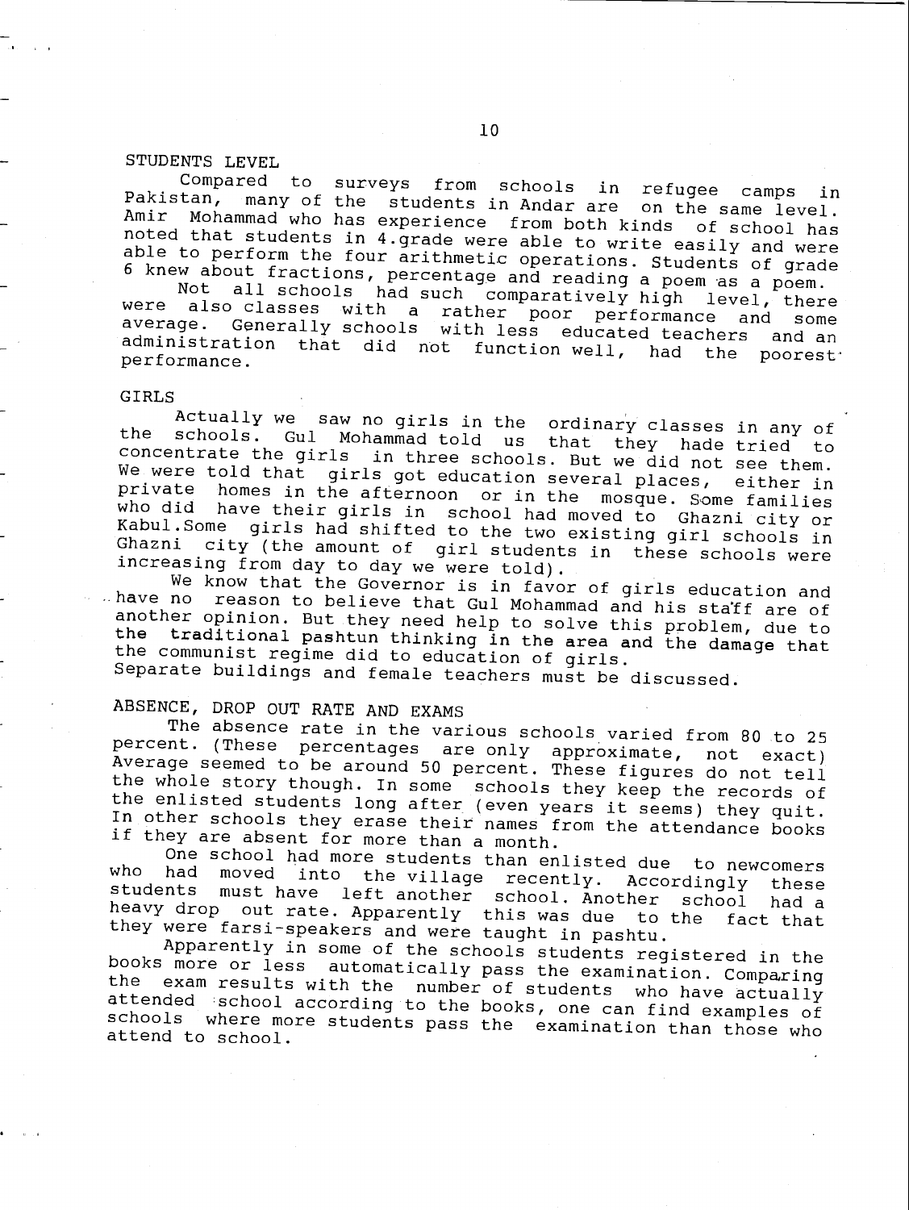## STUDENTS LEVEL

Compared to surveys from schools in refugee camps in Pakistan, many of the students in Andar are on the same level. Amir Mohammad who has experience from both kinds of school has noted that students in 4.grade were able to write easily and were able to perform the four arithmetic operations. Students of grade 6 knew about fractions, percentage and reading a poem as a poem.

Not all schools had such comparatively high level, there were also classes with a rather poor performance and some average. Generally schools with less educated teachers and an administration that did not function well, had the poorest performance.

## GIRLS

Actually we saw no girls in the ordinary classes in any of the schools. Gul Mohammad told us that they hade tried to concentrate the girls in three schools. But we did not see them. We were told that girls got education several places, either in private homes in the afternoon or in the mosque. Some families who did have their girls in school had moved to Ghazni city or Kabul.Some girls had shifted to the two existing girl schools in Ghazni city (the amount of girl students in these schools were increasing from day to day we were told).

We know that the Governor is in favor of girls education and have no reason to believe that Gul Mohammad and his staff are of another opinion. But they need help to solve this problem, due to the traditional pashtun thinking in the area and the damage that the communist regime did to education of girls.
Separate buildings and female teachers must be discussed.

## ABSENCE, DROP OUT RATE AND EXAMS

The absence rate in the various schools varied from 80 to 25 percent. (These percentages are only approximate, not exact) Average seemed to be around 50 percent. These figures do not tell the whole story though. In some schools they keep the records of the enlisted students long after (even years it seems) they quit. In other schools they erase their names from the attendance books if they are absent for more than a month.

One school had more students than enlisted due to newcomers who had moved into the village recently. Accordingly these students must have left another school. Another school had a heavy drop out rate. Apparently this was due to the fact that they were farsi-speakers and were taught in pashtu.

Apparently in some of the schools students registered in the books more or less automatically pass the examination. Comparing the exam results with the number of students who have actually attended school according to the books, one can find examples of schools where more students pass the examination than those who attend to school.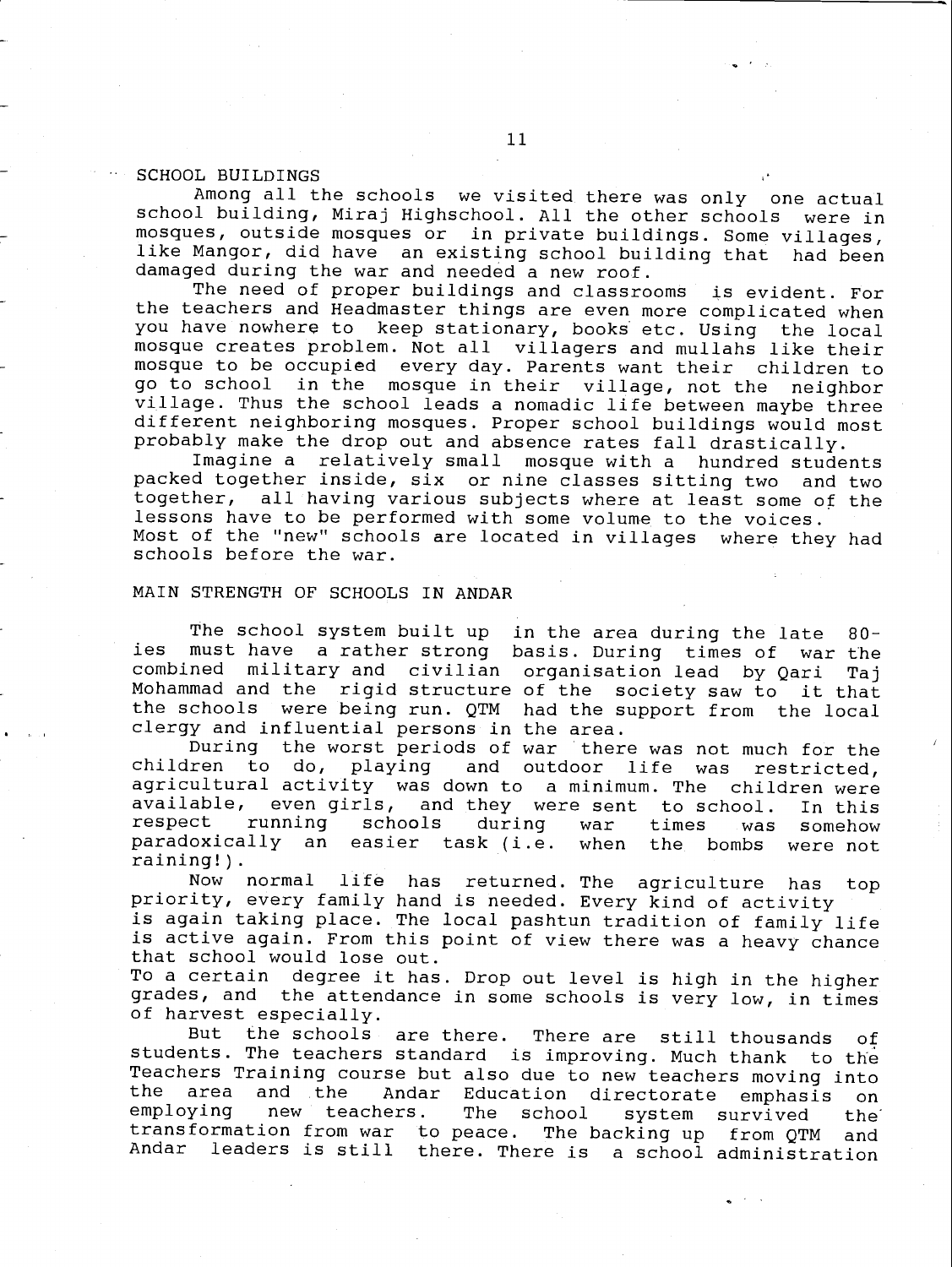## SCHOOL BUILDINGS

Among all the schools we visited there was only one actual school building, Miraj Highschool. All the other schools were in mosques, outside mosques or in private buildings. Some villages, like Mangor, did have an existing school building that had been damaged during the war and needed a new roof.

The need of proper buildings and classrooms is evident. For the teachers and Headmaster things are even more complicated when you have nowhere to keep stationary, books etc. Using the local mosque creates problem. Not all villagers and mullahs like their mosque to be occupied every day. Parents want their children to go to school in the mosque in their village, not the neighbor village. Thus the school leads a nomadic life between maybe three different neighboring mosques. Proper school buildings would most probably make the drop out and absence rates fall drastically.

Imagine a relatively small mosque with a hundred students packed together inside, six or nine classes sitting two and two together, all having various subjects where at least some of the lessons have to be performed with some volume to the voices.
Most of the "new" schools are located in villages where they had schools before the war.

## MAIN STRENGTH OF SCHOOLS IN ANDAR

The school system built up in the area during the late 80-ies must have a rather strong basis. During times of war the combined military and civilian organisation lead by Qari Taj Mohammad and the rigid structure of the society saw to it that the schools were being run. QTM had the support from the local clergy and influential persons in the area.

During the worst periods of war there was not much for the children to do, playing and outdoor life was restricted, agricultural activity was down to a minimum. The children were available, even girls, and they were sent to school. In this respect running schools during war times was somehow paradoxically an easier task (i.e. when the bombs were not raining!).

Now normal life has returned. The agriculture has top priority, every family hand is needed. Every kind of activity is again taking place. The local pashtun tradition of family life is active again. From this point of view there was a heavy chance that school would lose out.
To a certain degree it has. Drop out level is high in the higher grades, and the attendance in some schools is very low, in times of harvest especially.

But the schools are there. There are still thousands of students. The teachers standard is improving. Much thank to the Teachers Training course but also due to new teachers moving into the area and the Andar Education directorate emphasis on employing new teachers. The school system survived the transformation from war to peace. The backing up from QTM and Andar leaders is still there. There is a school administration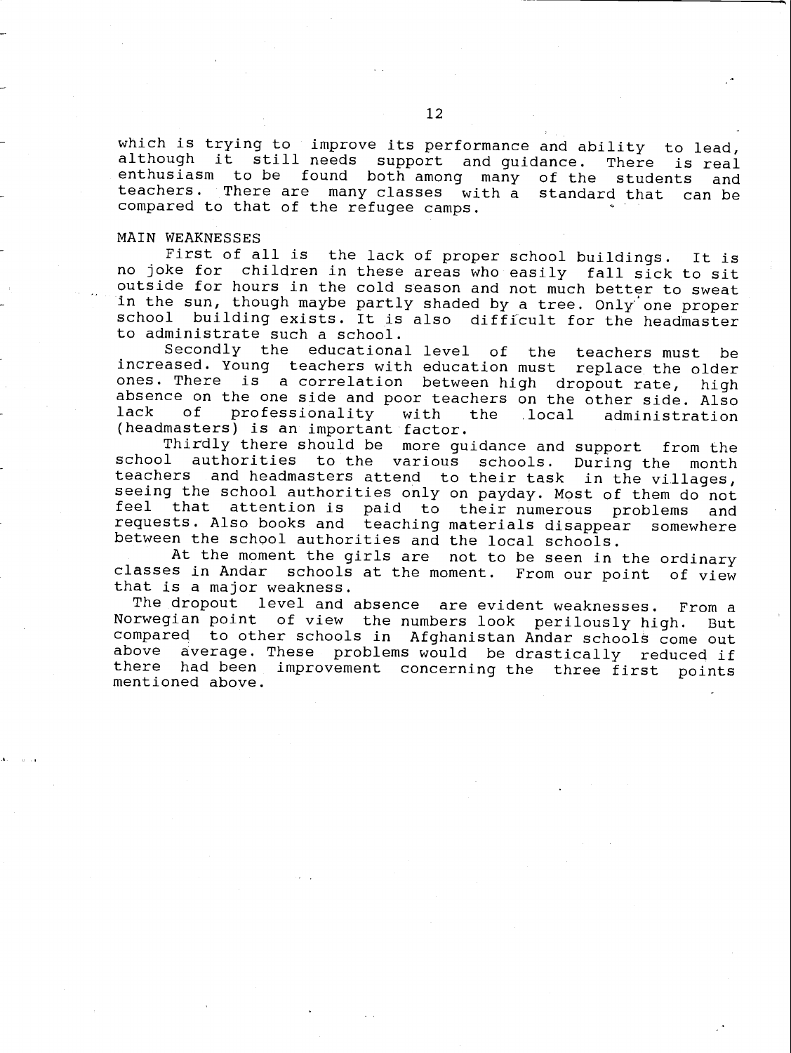which is trying to improve its performance and ability to lead, although it still needs support and guidance. There is real enthusiasm to be found both among many of the students and teachers. There are many classes with a standard that can be compared to that of the refugee camps.

## MAIN WEAKNESSES

First of all is the lack of proper school buildings. It is no joke for children in these areas who easily fall sick to sit outside for hours in the cold season and not much better to sweat in the sun, though maybe partly shaded by a tree. Only one proper school building exists. It is also difficult for the headmaster to administrate such a school.

Secondly the educational level of the teachers must be increased. Young teachers with education must replace the older ones. There is a correlation between high dropout rate, high absence on the one side and poor teachers on the other side. Also lack of professionality with the local administration (headmasters) is an important factor.

Thirdly there should be more guidance and support from the school authorities to the various schools. During the month teachers and headmasters attend to their task in the villages, seeing the school authorities only on payday. Most of them do not feel that attention is paid to their numerous problems and requests. Also books and teaching materials disappear somewhere between the school authorities and the local schools.

At the moment the girls are not to be seen in the ordinary classes in Andar schools at the moment. From our point of view that is a major weakness.

The dropout level and absence are evident weaknesses. From a Norwegian point of view the numbers look perilously high. But compared to other schools in Afghanistan Andar schools come out above average. These problems would be drastically reduced if there had been improvement concerning the three first points mentioned above.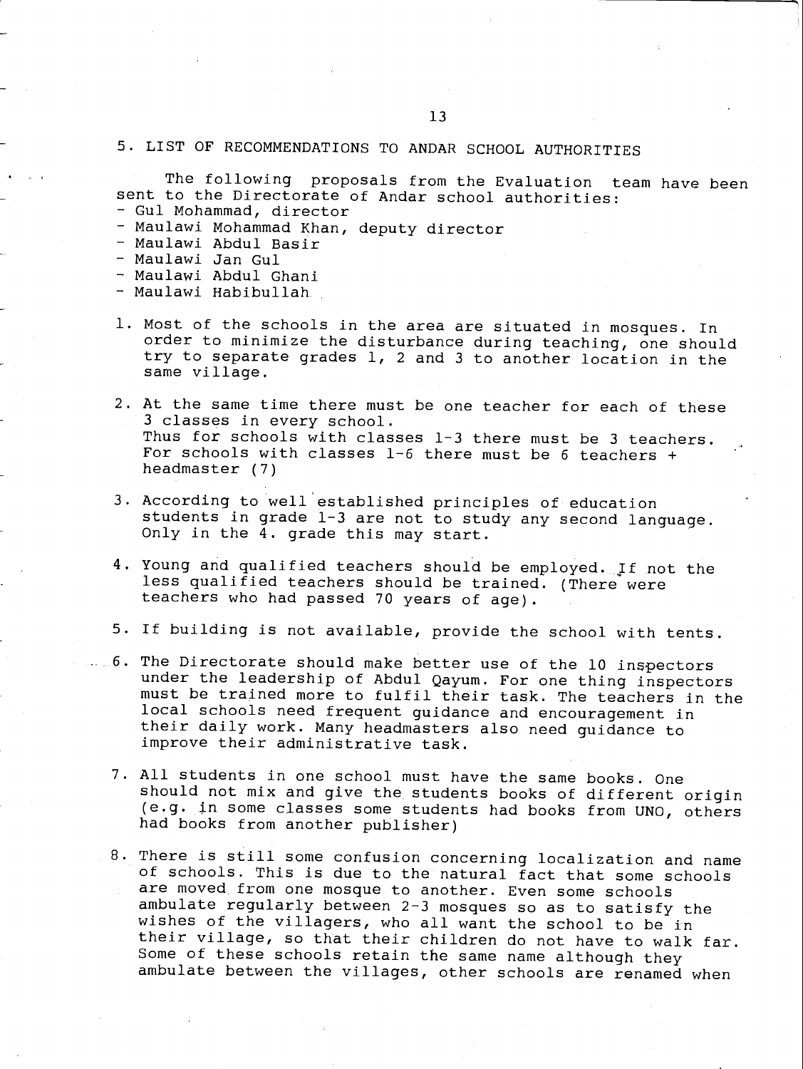## 5. LIST OF RECOMMENDATIONS TO ANDAR SCHOOL AUTHORITIES

The following proposals from the Evaluation team have been sent to the Directorate of Andar school authorities:

- Gul Mohammad, director
- Maulawi Mohammad Khan, deputy director
- Maulawi Abdul Basir
- Maulawi Jan Gul
- Maulawi Abdul Ghani
- Maulawi Habibullah

1. Most of the schools in the area are situated in mosques. In order to minimize the disturbance during teaching, one should try to separate grades 1, 2 and 3 to another location in the same village.

2. At the same time there must be one teacher for each of these 3 classes in every school.
   Thus for schools with classes 1-3 there must be 3 teachers. For schools with classes 1-6 there must be 6 teachers + headmaster (7)

3. According to well established principles of education students in grade 1-3 are not to study any second language. Only in the 4. grade this may start.

4. Young and qualified teachers should be employed. If not the less qualified teachers should be trained. (There were teachers who had passed 70 years of age).

5. If building is not available, provide the school with tents.

6. The Directorate should make better use of the 10 inspectors under the leadership of Abdul Qayum. For one thing inspectors must be trained more to fulfil their task. The teachers in the local schools need frequent guidance and encouragement in their daily work. Many headmasters also need guidance to improve their administrative task.

7. All students in one school must have the same books. One should not mix and give the students books of different origin (e.g. in some classes some students had books from UNO, others had books from another publisher)

8. There is still some confusion concerning localization and name of schools. This is due to the natural fact that some schools are moved from one mosque to another. Even some schools ambulate regularly between 2-3 mosques so as to satisfy the wishes of the villagers, who all want the school to be in their village, so that their children do not have to walk far. Some of these schools retain the same name although they ambulate between the villages, other schools are renamed when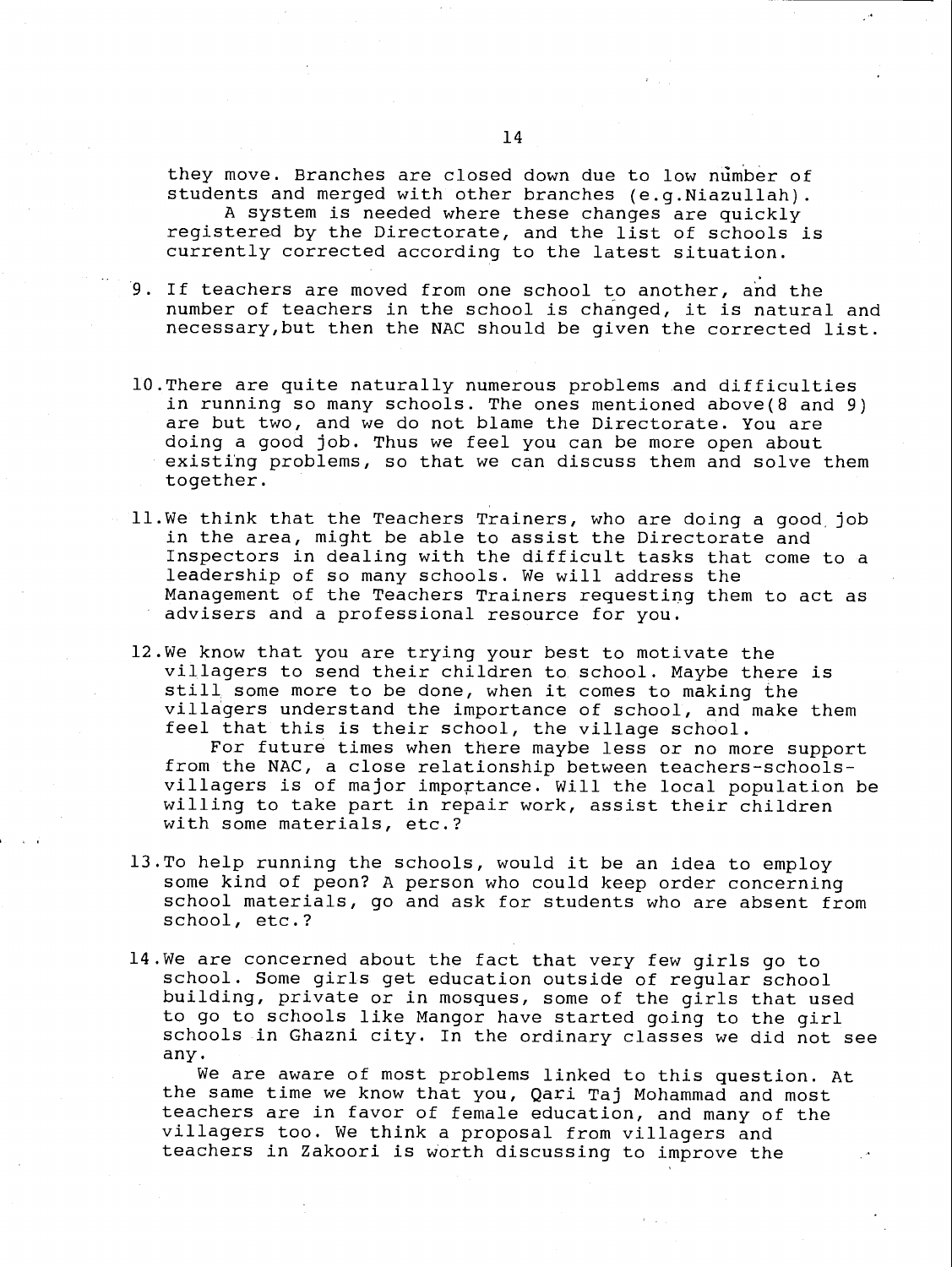they move. Branches are closed down due to low number of students and merged with other branches (e.g.Niazullah).

A system is needed where these changes are quickly registered by the Directorate, and the list of schools is currently corrected according to the latest situation.

9. If teachers are moved from one school to another, and the number of teachers in the school is changed, it is natural and necessary,but then the NAC should be given the corrected list.

10. There are quite naturally numerous problems and difficulties in running so many schools. The ones mentioned above(8 and 9) are but two, and we do not blame the Directorate. You are doing a good job. Thus we feel you can be more open about existing problems, so that we can discuss them and solve them together.

11. We think that the Teachers Trainers, who are doing a good job in the area, might be able to assist the Directorate and Inspectors in dealing with the difficult tasks that come to a leadership of so many schools. We will address the Management of the Teachers Trainers requesting them to act as advisers and a professional resource for you.

12. We know that you are trying your best to motivate the villagers to send their children to school. Maybe there is still some more to be done, when it comes to making the villagers understand the importance of school, and make them feel that this is their school, the village school.

    For future times when there maybe less or no more support from the NAC, a close relationship between teachers-schools-villagers is of major importance. Will the local population be willing to take part in repair work, assist their children with some materials, etc.?

13. To help running the schools, would it be an idea to employ some kind of peon? A person who could keep order concerning school materials, go and ask for students who are absent from school, etc.?

14. We are concerned about the fact that very few girls go to school. Some girls get education outside of regular school building, private or in mosques, some of the girls that used to go to schools like Mangor have started going to the girl schools in Ghazni city. In the ordinary classes we did not see any.

    We are aware of most problems linked to this question. At the same time we know that you, Qari Taj Mohammad and most teachers are in favor of female education, and many of the villagers too. We think a proposal from villagers and teachers in Zakoori is worth discussing to improve the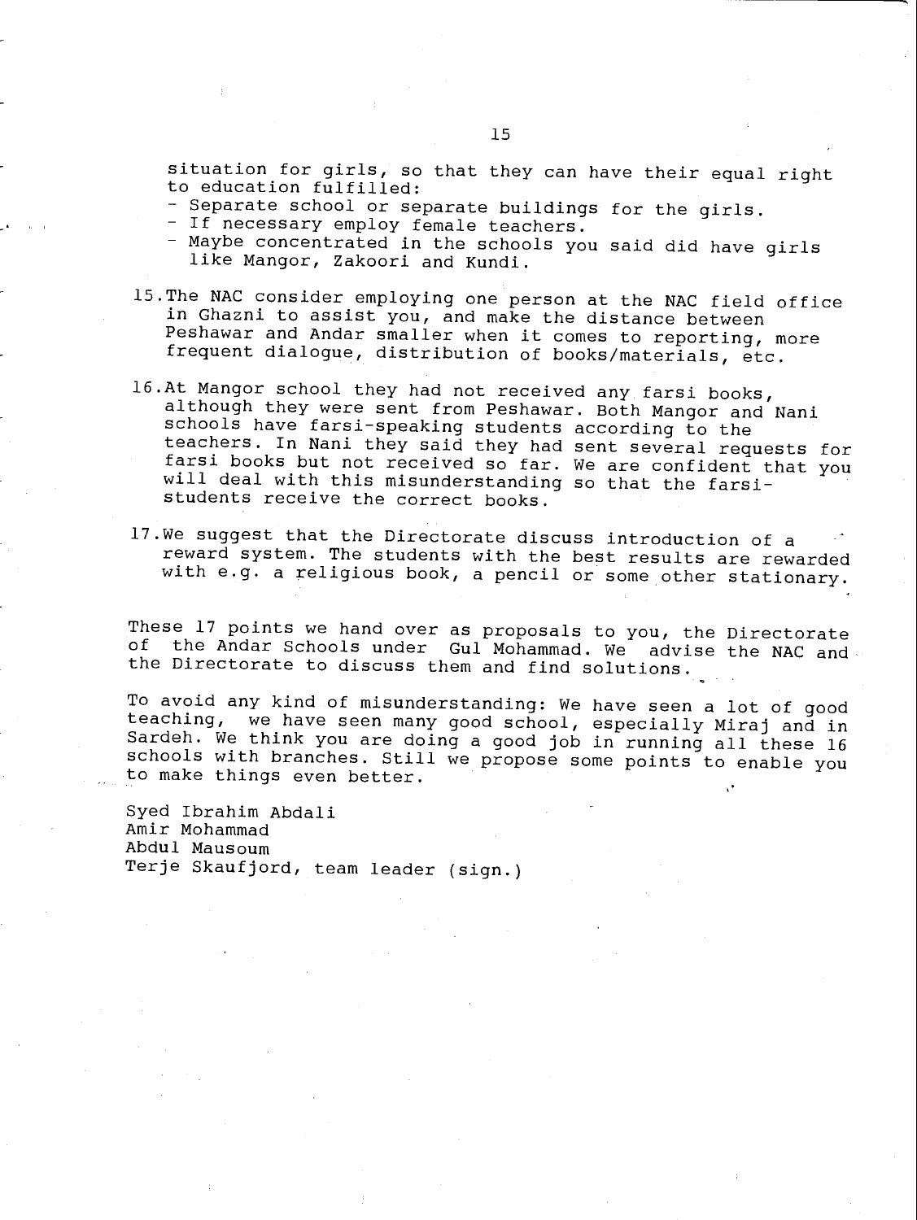situation for girls, so that they can have their equal right to education fulfilled:

- Separate school or separate buildings for the girls.
- If necessary employ female teachers.
- Maybe concentrated in the schools you said did have girls like Mangor, Zakoori and Kundi.

15. The NAC consider employing one person at the NAC field office in Ghazni to assist you, and make the distance between Peshawar and Andar smaller when it comes to reporting, more frequent dialogue, distribution of books/materials, etc.

16. At Mangor school they had not received any farsi books, although they were sent from Peshawar. Both Mangor and Nani schools have farsi-speaking students according to the teachers. In Nani they said they had sent several requests for farsi books but not received so far. We are confident that you will deal with this misunderstanding so that the farsi-students receive the correct books.

17. We suggest that the Directorate discuss introduction of a reward system. The students with the best results are rewarded with e.g. a religious book, a pencil or some other stationary.

These 17 points we hand over as proposals to you, the Directorate of the Andar Schools under Gul Mohammad. We advise the NAC and the Directorate to discuss them and find solutions.

To avoid any kind of misunderstanding: We have seen a lot of good teaching, we have seen many good school, especially Miraj and in Sardeh. We think you are doing a good job in running all these 16 schools with branches. Still we propose some points to enable you to make things even better.

Syed Ibrahim Abdali  
Amir Mohammad  
Abdul Mausoum  
Terje Skaufjord, team leader (sign.)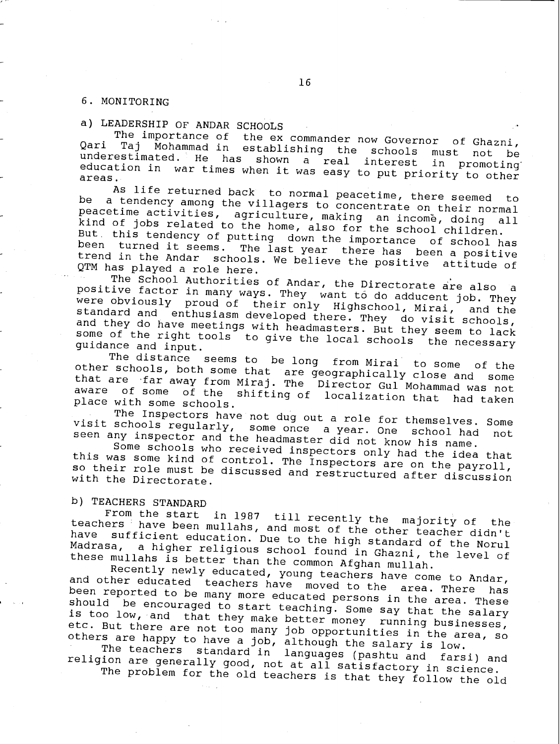## 6. MONITORING

### a) LEADERSHIP OF ANDAR SCHOOLS

The importance of the ex commander now Governor of Ghazni, Qari Taj Mohammad in establishing the schools must not be underestimated. He has shown a real interest in promoting education in war times when it was easy to put priority to other areas.

As life returned back to normal peacetime, there seemed to be a tendency among the villagers to concentrate on their normal peacetime activities, agriculture, making an income, doing all kind of jobs related to the home, also for the school children. But this tendency of putting down the importance of school has been turned it seems. The last year there has been a positive trend in the Andar schools. We believe the positive attitude of QTM has played a role here.

The School Authorities of Andar, the Directorate are also a positive factor in many ways. They want to do adducent job. They were obviously proud of their only Highschool, Mirai, and the standard and enthusiasm developed there. They do visit schools, and they do have meetings with headmasters. But they seem to lack some of the right tools to give the local schools the necessary guidance and input.

The distance seems to be long from Mirai to some of the other schools, both some that are geographically close and some that are far away from Miraj. The Director Gul Mohammad was not aware of some of the shifting of localization that had taken place with some schools.

The Inspectors have not dug out a role for themselves. Some visit schools regularly, some once a year. One school had not seen any inspector and the headmaster did not know his name.

Some schools who received inspectors only had the idea that this was some kind of control. The Inspectors are on the payroll, so their role must be discussed and restructured after discussion with the Directorate.

### b) TEACHERS STANDARD

From the start in 1987 till recently the majority of the teachers have been mullahs, and most of the other teacher didn't have sufficient education. Due to the high standard of the Norul Madrasa, a higher religious school found in Ghazni, the level of these mullahs is better than the common Afghan mullah.

Recently newly educated, young teachers have come to Andar, and other educated teachers have moved to the area. There has been reported to be many more educated persons in the area. These should be encouraged to start teaching. Some say that the salary is too low, and that they make better money running businesses, etc. But there are not too many job opportunities in the area, so others are happy to have a job, although the salary is low.

The teachers standard in languages (pashtu and farsi) and religion are generally good, not at all satisfactory in science.

The problem for the old teachers is that they follow the old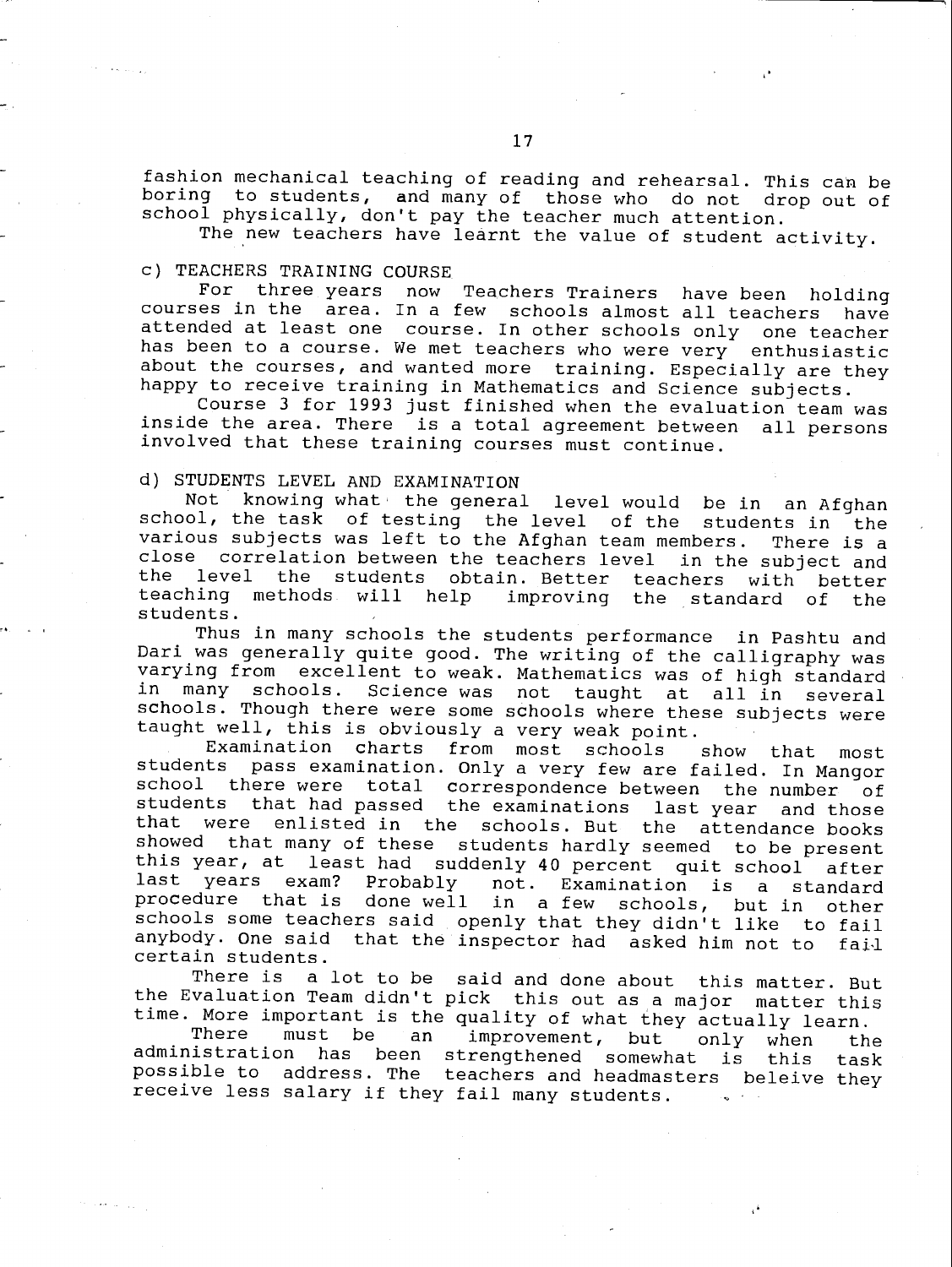fashion mechanical teaching of reading and rehearsal. This can be boring to students, and many of those who do not drop out of school physically, don't pay the teacher much attention.

The new teachers have learnt the value of student activity.

c) TEACHERS TRAINING COURSE

For three years now Teachers Trainers have been holding courses in the area. In a few schools almost all teachers have attended at least one course. In other schools only one teacher has been to a course. We met teachers who were very enthusiastic about the courses, and wanted more training. Especially are they happy to receive training in Mathematics and Science subjects.

Course 3 for 1993 just finished when the evaluation team was inside the area. There is a total agreement between all persons involved that these training courses must continue.

d) STUDENTS LEVEL AND EXAMINATION

Not knowing what the general level would be in an Afghan school, the task of testing the level of the students in the various subjects was left to the Afghan team members. There is a close correlation between the teachers level in the subject and the level the students obtain. Better teachers with better teaching methods will help improving the standard of the students.

Thus in many schools the students performance in Pashtu and Dari was generally quite good. The writing of the calligraphy was varying from excellent to weak. Mathematics was of high standard in many schools. Science was not taught at all in several schools. Though there were some schools where these subjects were taught well, this is obviously a very weak point.

Examination charts from most schools show that most students pass examination. Only a very few are failed. In Mangor school there were total correspondence between the number of students that had passed the examinations last year and those that were enlisted in the schools. But the attendance books showed that many of these students hardly seemed to be present this year, at least had suddenly 40 percent quit school after last years exam? Probably not. Examination is a standard procedure that is done well in a few schools, but in other schools some teachers said openly that they didn't like to fail anybody. One said that the inspector had asked him not to fail certain students.

There is a lot to be said and done about this matter. But the Evaluation Team didn't pick this out as a major matter this time. More important is the quality of what they actually learn.

There must be an improvement, but only when the administration has been strengthened somewhat is this task possible to address. The teachers and headmasters beleive they receive less salary if they fail many students.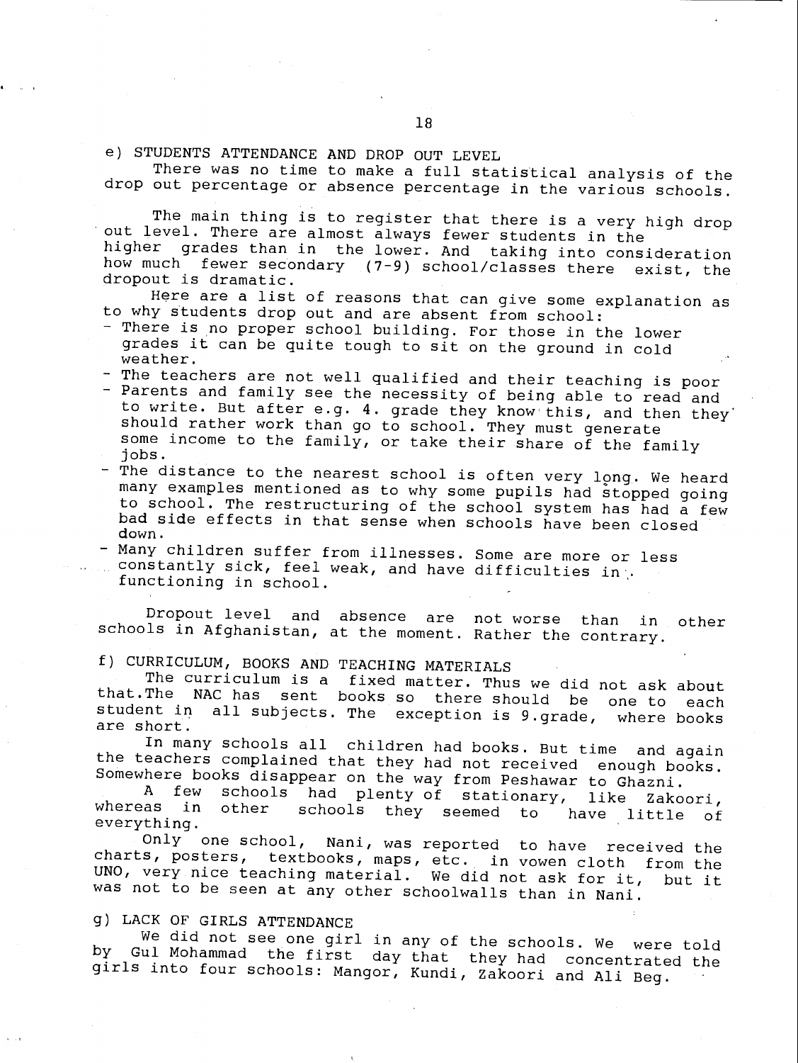e) STUDENTS ATTENDANCE AND DROP OUT LEVEL

There was no time to make a full statistical analysis of the drop out percentage or absence percentage in the various schools.

The main thing is to register that there is a very high drop out level. There are almost always fewer students in the higher grades than in the lower. And taking into consideration how much fewer secondary (7-9) school/classes there exist, the dropout is dramatic.

Here are a list of reasons that can give some explanation as to why students drop out and are absent from school:

- There is no proper school building. For those in the lower grades it can be quite tough to sit on the ground in cold weather.
- The teachers are not well qualified and their teaching is poor
- Parents and family see the necessity of being able to read and to write. But after e.g. 4. grade they know this, and then they should rather work than go to school. They must generate some income to the family, or take their share of the family jobs.
- The distance to the nearest school is often very long. We heard many examples mentioned as to why some pupils had stopped going to school. The restructuring of the school system has had a few bad side effects in that sense when schools have been closed down.
- Many children suffer from illnesses. Some are more or less constantly sick, feel weak, and have difficulties in functioning in school.

Dropout level and absence are not worse than in other schools in Afghanistan, at the moment. Rather the contrary.

f) CURRICULUM, BOOKS AND TEACHING MATERIALS

The curriculum is a fixed matter. Thus we did not ask about that.The NAC has sent books so there should be one to each student in all subjects. The exception is 9.grade, where books are short.

In many schools all children had books. But time and again the teachers complained that they had not received enough books. Somewhere books disappear on the way from Peshawar to Ghazni.

A few schools had plenty of stationary, like Zakoori, whereas in other schools they seemed to have little of everything.

Only one school, Nani, was reported to have received the charts, posters, textbooks, maps, etc. in vowen cloth from the UNO, very nice teaching material. We did not ask for it, but it was not to be seen at any other schoolwalls than in Nani.

g) LACK OF GIRLS ATTENDANCE

We did not see one girl in any of the schools. We were told by Gul Mohammad the first day that they had concentrated the girls into four schools: Mangor, Kundi, Zakoori and Ali Beg.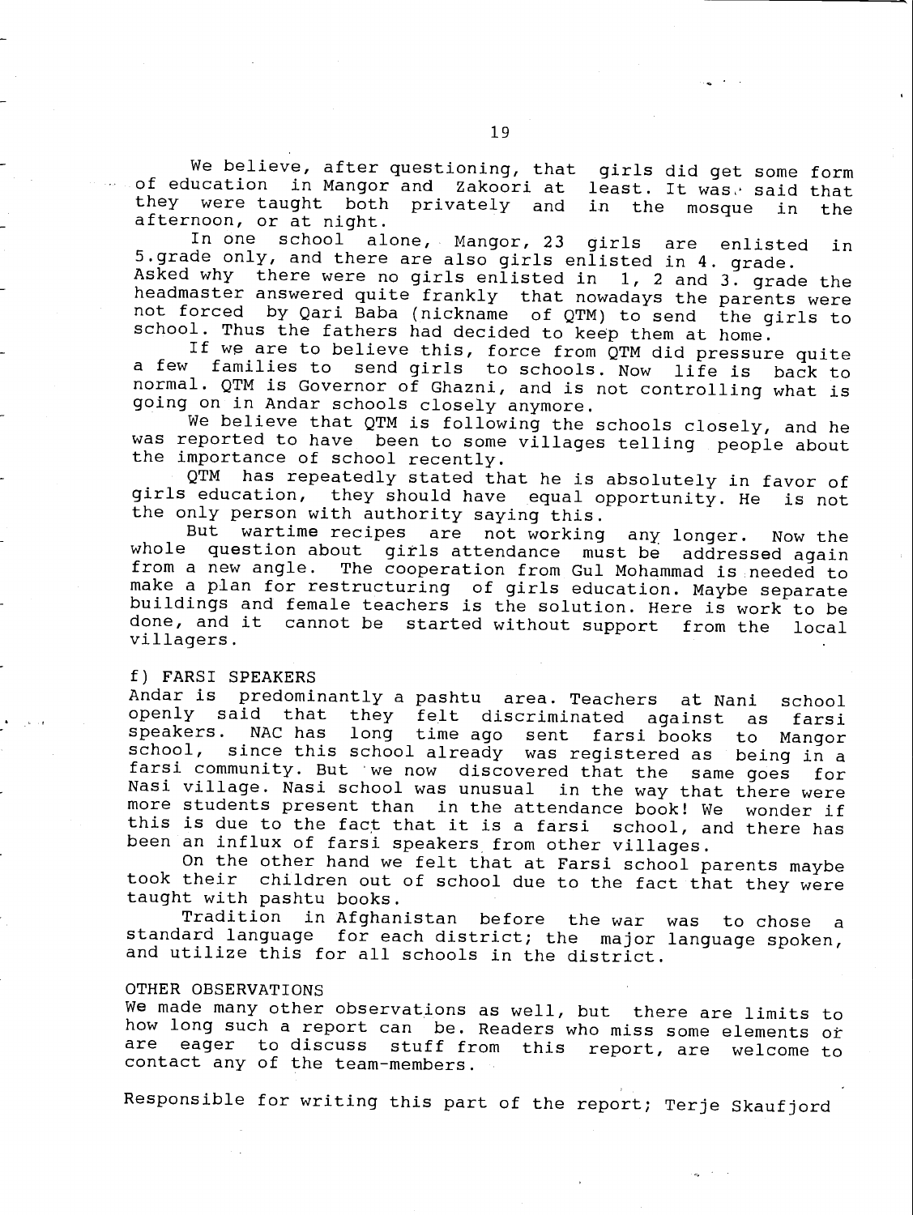We believe, after questioning, that girls did get some form of education in Mangor and Zakoori at least. It was said that they were taught both privately and in the mosque in the afternoon, or at night.

In one school alone, Mangor, 23 girls are enlisted in 5.grade only, and there are also girls enlisted in 4. grade. Asked why there were no girls enlisted in 1, 2 and 3. grade the headmaster answered quite frankly that nowadays the parents were not forced by Qari Baba (nickname of QTM) to send the girls to school. Thus the fathers had decided to keep them at home.

If we are to believe this, force from QTM did pressure quite a few families to send girls to schools. Now life is back to normal. QTM is Governor of Ghazni, and is not controlling what is going on in Andar schools closely anymore.

We believe that QTM is following the schools closely, and he was reported to have been to some villages telling people about the importance of school recently.

QTM has repeatedly stated that he is absolutely in favor of girls education, they should have equal opportunity. He is not the only person with authority saying this.

But wartime recipes are not working any longer. Now the whole question about girls attendance must be addressed again from a new angle. The cooperation from Gul Mohammad is needed to make a plan for restructuring of girls education. Maybe separate buildings and female teachers is the solution. Here is work to be done, and it cannot be started without support from the local villagers.

f) FARSI SPEAKERS

Andar is predominantly a pashtu area. Teachers at Nani school openly said that they felt discriminated against as farsi speakers. NAC has long time ago sent farsi books to Mangor school, since this school already was registered as being in a farsi community. But we now discovered that the same goes for Nasi village. Nasi school was unusual in the way that there were more students present than in the attendance book! We wonder if this is due to the fact that it is a farsi school, and there has been an influx of farsi speakers from other villages.

On the other hand we felt that at Farsi school parents maybe took their children out of school due to the fact that they were taught with pashtu books.

Tradition in Afghanistan before the war was to chose a standard language for each district; the major language spoken, and utilize this for all schools in the district.

OTHER OBSERVATIONS

We made many other observations as well, but there are limits to how long such a report can be. Readers who miss some elements or are eager to discuss stuff from this report, are welcome to contact any of the team-members.

Responsible for writing this part of the report; Terje Skaufjord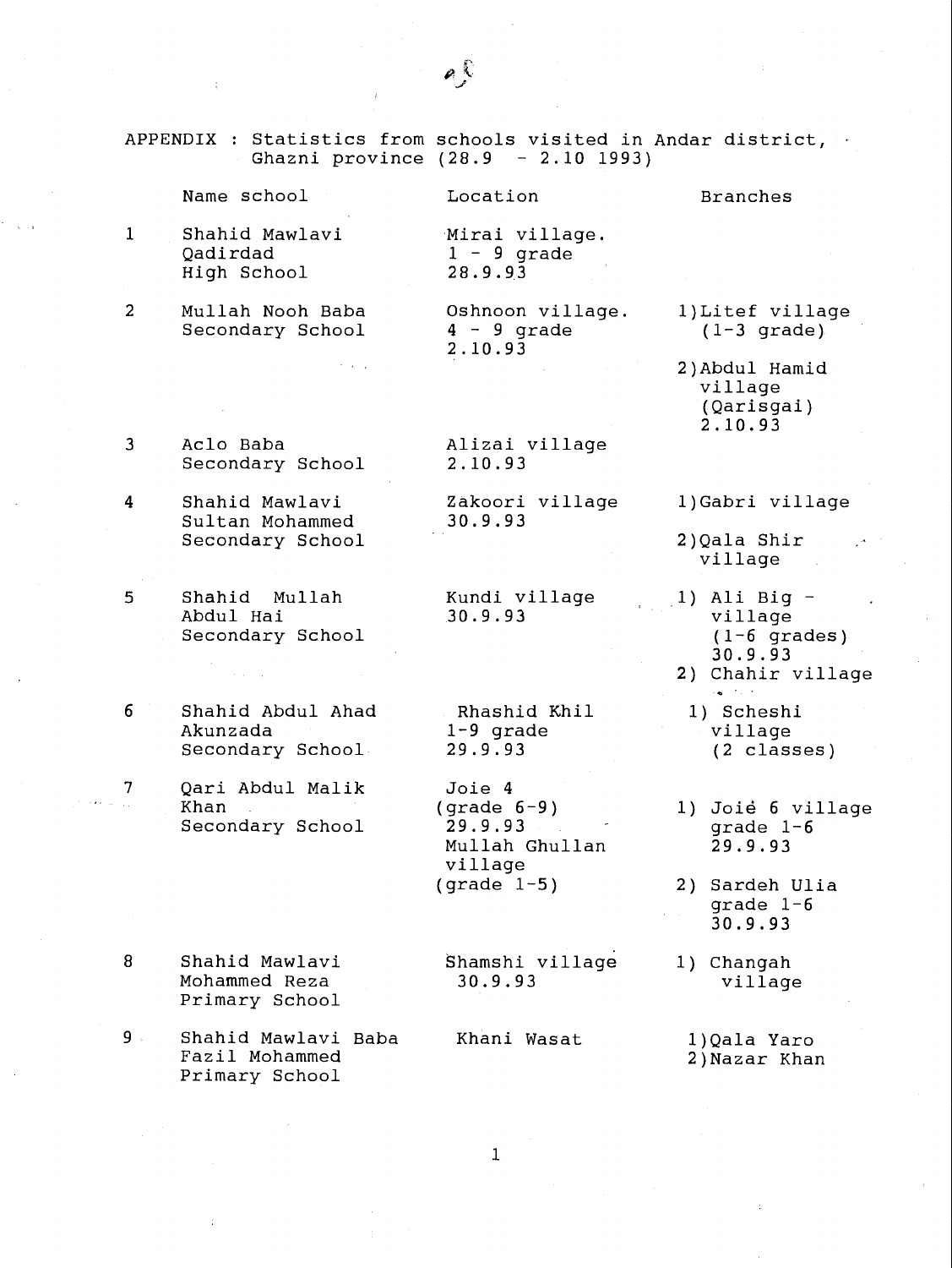APPENDIX : Statistics from schools visited in Andar district, Ghazni province (28.9 - 2.10 1993)

| | Name school | Location | Branches |
|---|---|---|---|
| 1 | Shahid Mawlavi Qadirdad High School | Mirai village. 1 - 9 grade 28.9.93 | |
| 2 | Mullah Nooh Baba Secondary School | Oshnoon village. 4 - 9 grade 2.10.93 | 1)Litef village (1-3 grade)<br>2)Abdul Hamid village (Qarisgai) 2.10.93 |
| 3 | Aclo Baba Secondary School | Alizai village 2.10.93 | |
| 4 | Shahid Mawlavi Sultan Mohammed Secondary School | Zakoori village 30.9.93 | 1)Gabri village<br>2)Qala Shir village |
| 5 | Shahid Mullah Abdul Hai Secondary School | Kundi village 30.9.93 | 1) Ali Big - village (1-6 grades) 30.9.93<br>2) Chahir village |
| 6 | Shahid Abdul Ahad Akunzada Secondary School | Rhashid Khil 1-9 grade 29.9.93 | 1) Scheshi village (2 classes) |
| 7 | Qari Abdul Malik Khan Secondary School | Joie 4 (grade 6-9) 29.9.93<br>Mullah Ghullan village (grade 1-5) | 1) Joiė 6 village grade 1-6 29.9.93<br>2) Sardeh Ulia grade 1-6 30.9.93 |
| 8 | Shahid Mawlavi Mohammed Reza Primary School | Shamshi village 30.9.93 | 1) Changah village |
| 9 | Shahid Mawlavi Baba Fazil Mohammed Primary School | Khani Wasat | 1)Qala Yaro<br>2)Nazar Khan |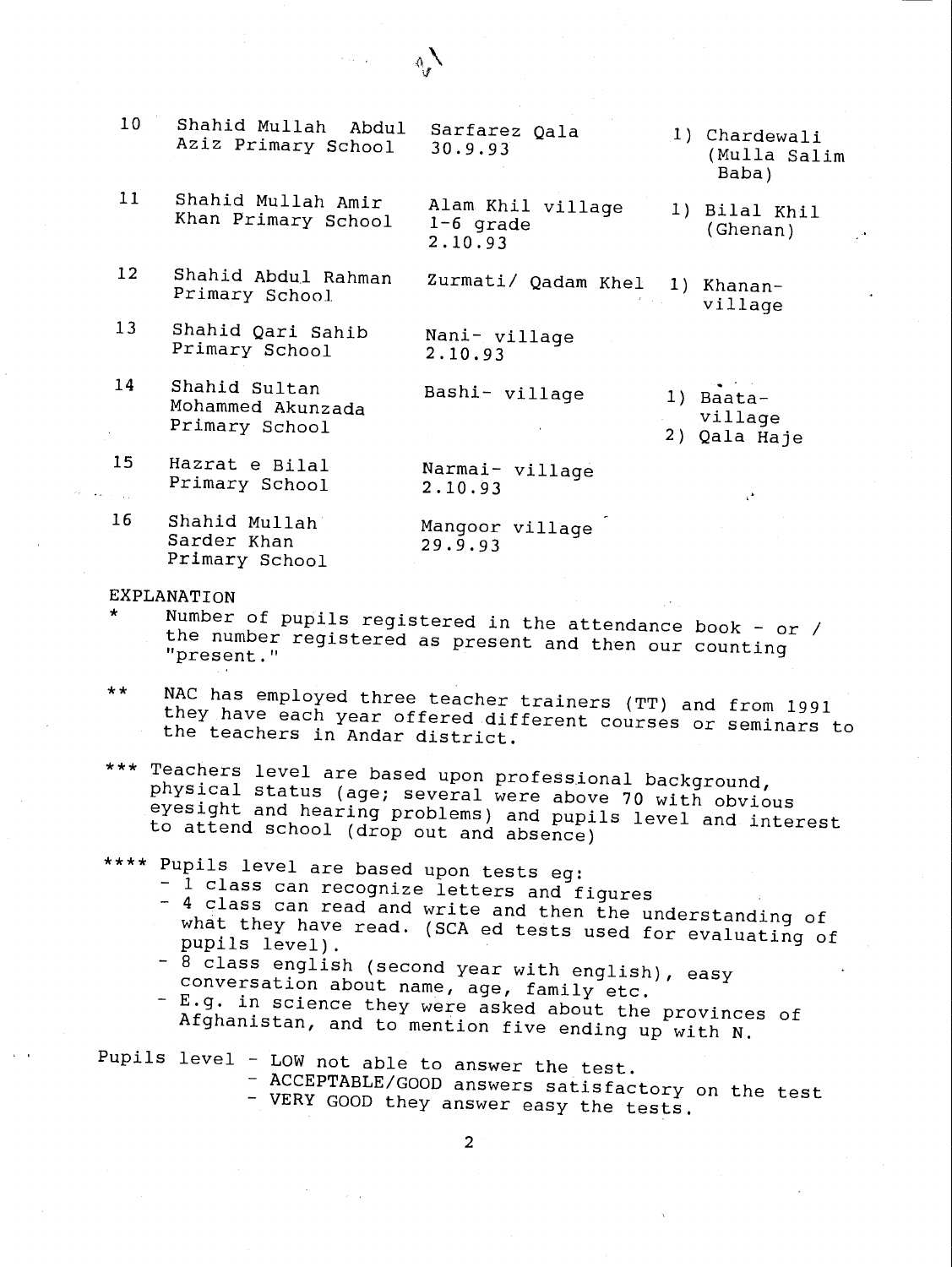| | | | |
|---|---|---|---|
| 10 | Shahid Mullah Abdul Aziz Primary School | Sarfarez Qala 30.9.93 | 1) Chardewali (Mulla Salim Baba) |
| 11 | Shahid Mullah Amir Khan Primary School | Alam Khil village 1-6 grade 2.10.93 | 1) Bilal Khil (Ghenan) |
| 12 | Shahid Abdul Rahman Primary School | Zurmati/ Qadam Khel | 1) Khanan-village |
| 13 | Shahid Qari Sahib Primary School | Nani- village 2.10.93 | |
| 14 | Shahid Sultan Mohammed Akunzada Primary School | Bashi- village | 1) Baata-village 2) Qala Haje |
| 15 | Hazrat e Bilal Primary School | Narmai- village 2.10.93 | |
| 16 | Shahid Mullah Sarder Khan Primary School | Mangoor village 29.9.93 | |

EXPLANATION

\* Number of pupils registered in the attendance book - or / the number registered as present and then our counting "present."

\*\* NAC has employed three teacher trainers (TT) and from 1991 they have each year offered different courses or seminars to the teachers in Andar district.

\*\*\* Teachers level are based upon professional background, physical status (age; several were above 70 with obvious eyesight and hearing problems) and pupils level and interest to attend school (drop out and absence)

\*\*\*\* Pupils level are based upon tests eg:
- 1 class can recognize letters and figures
- 4 class can read and write and then the understanding of what they have read. (SCA ed tests used for evaluating of pupils level).
- 8 class english (second year with english), easy conversation about name, age, family etc.
- E.g. in science they were asked about the provinces of Afghanistan, and to mention five ending up with N.

Pupils level - LOW not able to answer the test.
- ACCEPTABLE/GOOD answers satisfactory on the test
- VERY GOOD they answer easy the tests.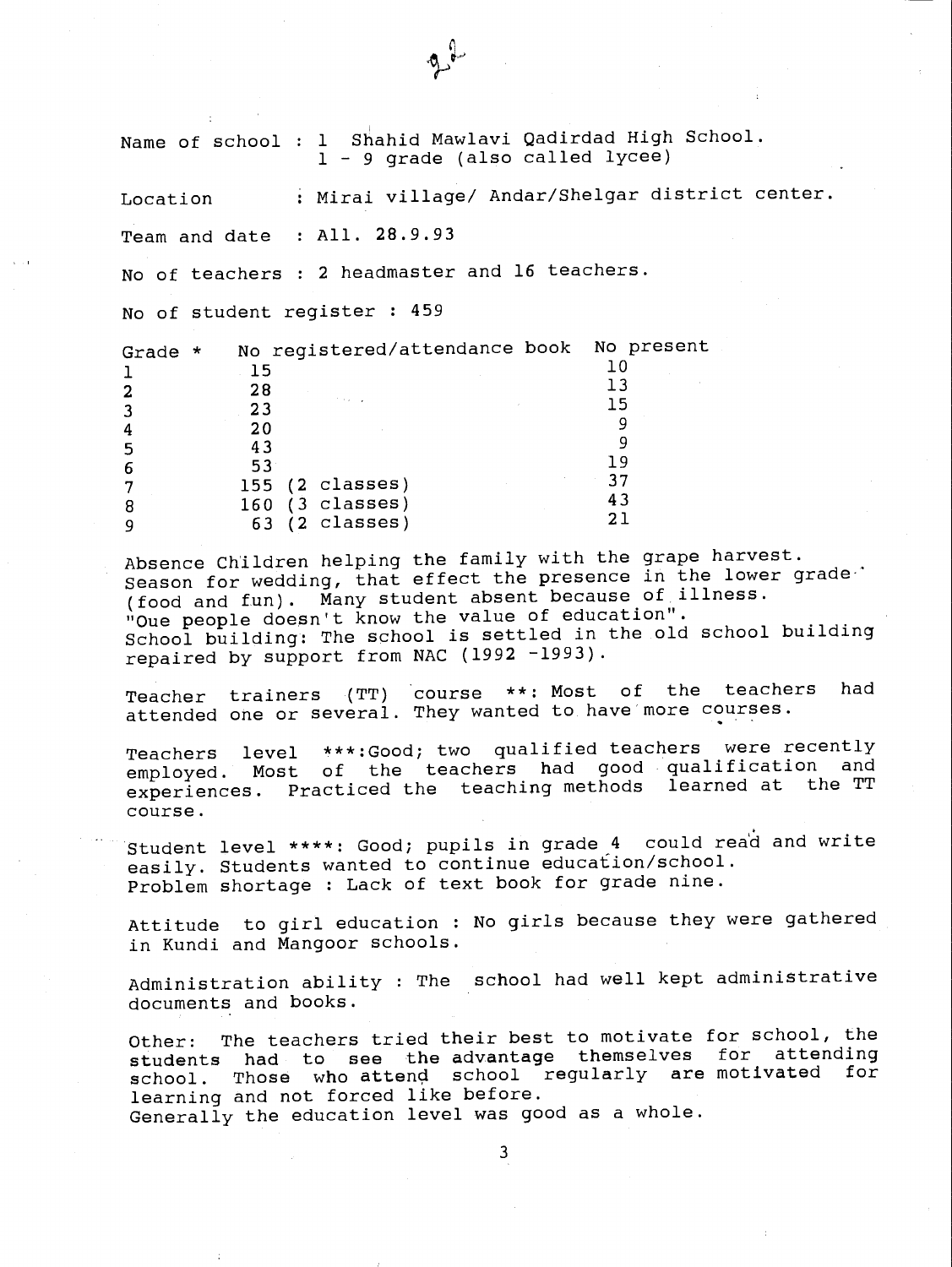Name of school : 1 Shahid Mawlavi Qadirdad High School.
1 - 9 grade (also called lycee)

Location : Mirai village/ Andar/Shelgar district center.

Team and date : All. 28.9.93

No of teachers : 2 headmaster and 16 teachers.

No of student register : 459

| Grade * | No registered/attendance book | No present |
|---|---|---|
| 1 | 15 | 10 |
| 2 | 28 | 13 |
| 3 | 23 | 15 |
| 4 | 20 | 9 |
| 5 | 43 | 9 |
| 6 | 53 | 19 |
| 7 | 155 (2 classes) | 37 |
| 8 | 160 (3 classes) | 43 |
| 9 | 63 (2 classes) | 21 |

Absence Children helping the family with the grape harvest.
Season for wedding, that effect the presence in the lower grade (food and fun). Many student absent because of illness.
"Oue people doesn't know the value of education".
School building: The school is settled in the old school building repaired by support from NAC (1992 -1993).

Teacher trainers (TT) course **: Most of the teachers had attended one or several. They wanted to have more courses.

Teachers level ***:Good; two qualified teachers were recently employed. Most of the teachers had good qualification and experiences. Practiced the teaching methods learned at the TT course.

Student level ****: Good; pupils in grade 4 could read and write easily. Students wanted to continue education/school.
Problem shortage : Lack of text book for grade nine.

Attitude to girl education : No girls because they were gathered in Kundi and Mangoor schools.

Administration ability : The school had well kept administrative documents and books.

Other: The teachers tried their best to motivate for school, the students had to see the advantage themselves for attending school. Those who attend school regularly are motivated for learning and not forced like before.
Generally the education level was good as a whole.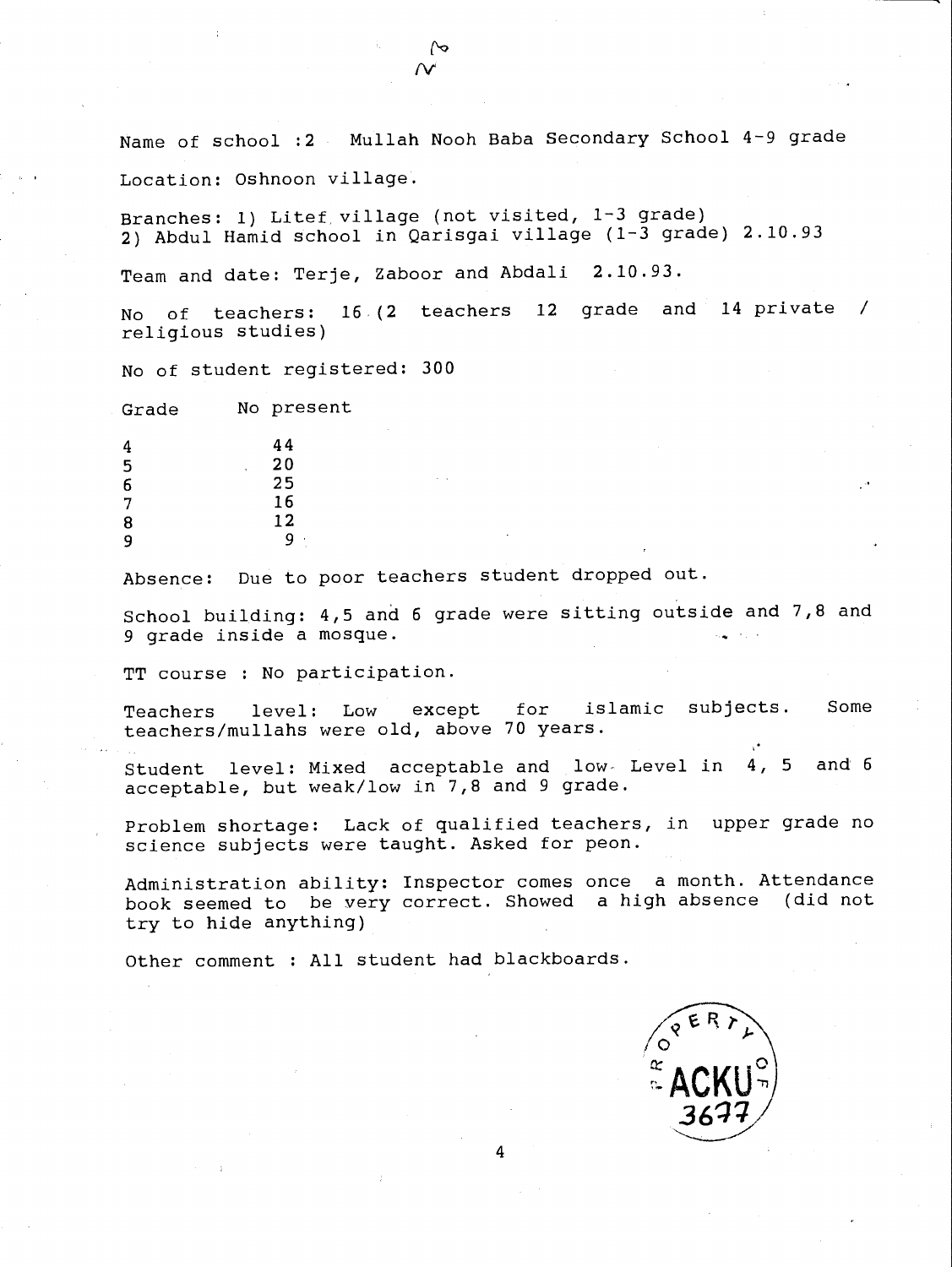Name of school :2 Mullah Nooh Baba Secondary School 4-9 grade

Location: Oshnoon village.

Branches: 1) Litef village (not visited, 1-3 grade)
2) Abdul Hamid school in Qarisgai village (1-3 grade) 2.10.93

Team and date: Terje, Zaboor and Abdali 2.10.93.

No of teachers: 16 (2 teachers 12 grade and 14 private / religious studies)

No of student registered: 300

| Grade | No present |
|---|---|
| 4 | 44 |
| 5 | 20 |
| 6 | 25 |
| 7 | 16 |
| 8 | 12 |
| 9 | 9 |

Absence: Due to poor teachers student dropped out.

School building: 4,5 and 6 grade were sitting outside and 7,8 and 9 grade inside a mosque.

TT course : No participation.

Teachers level: Low except for islamic subjects. Some teachers/mullahs were old, above 70 years.

Student level: Mixed acceptable and low. Level in 4, 5 and 6 acceptable, but weak/low in 7,8 and 9 grade.

Problem shortage: Lack of qualified teachers, in upper grade no science subjects were taught. Asked for peon.

Administration ability: Inspector comes once a month. Attendance book seemed to be very correct. Showed a high absence (did not try to hide anything)

Other comment : All student had blackboards.

PROPERTY OF ACKU 3677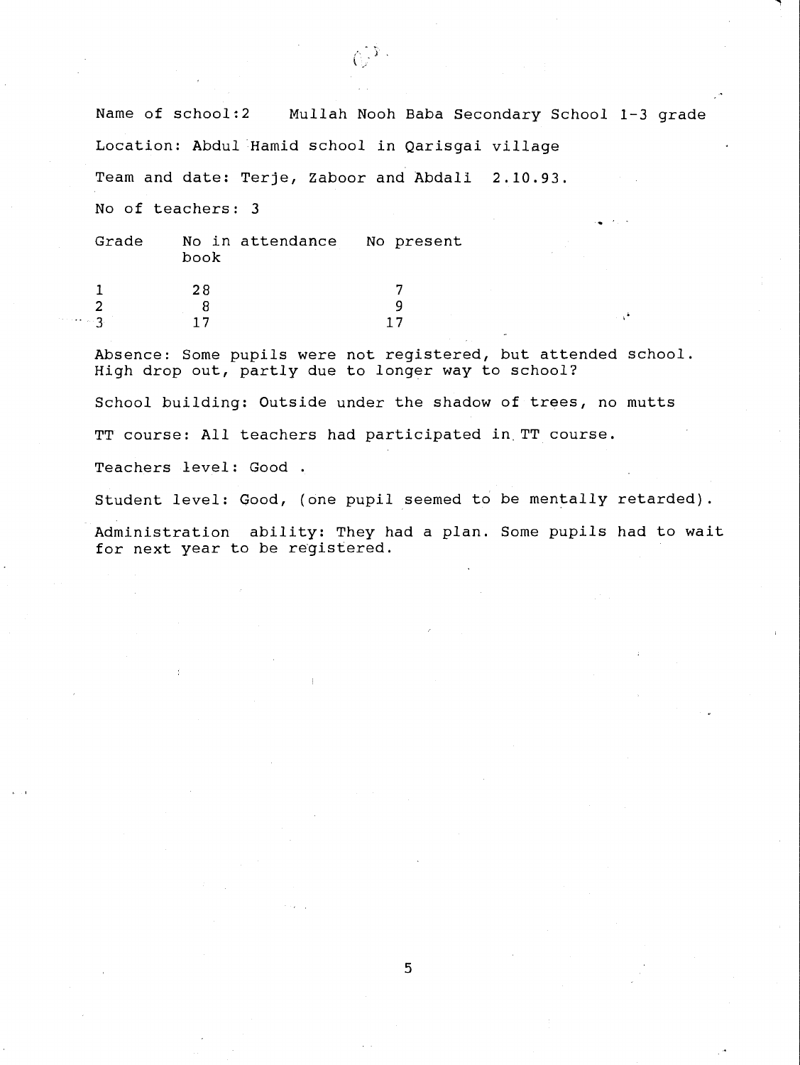Name of school:2 Mullah Nooh Baba Secondary School 1-3 grade

Location: Abdul Hamid school in Qarisgai village

Team and date: Terje, Zaboor and Abdali 2.10.93.

No of teachers: 3

| Grade | No in attendance book | No present |
|---|---|---|
| 1 | 28 | 7 |
| 2 | 8 | 9 |
| 3 | 17 | 17 |

Absence: Some pupils were not registered, but attended school. High drop out, partly due to longer way to school?

School building: Outside under the shadow of trees, no mutts

TT course: All teachers had participated in TT course.

Teachers level: Good .

Student level: Good, (one pupil seemed to be mentally retarded).

Administration ability: They had a plan. Some pupils had to wait for next year to be registered.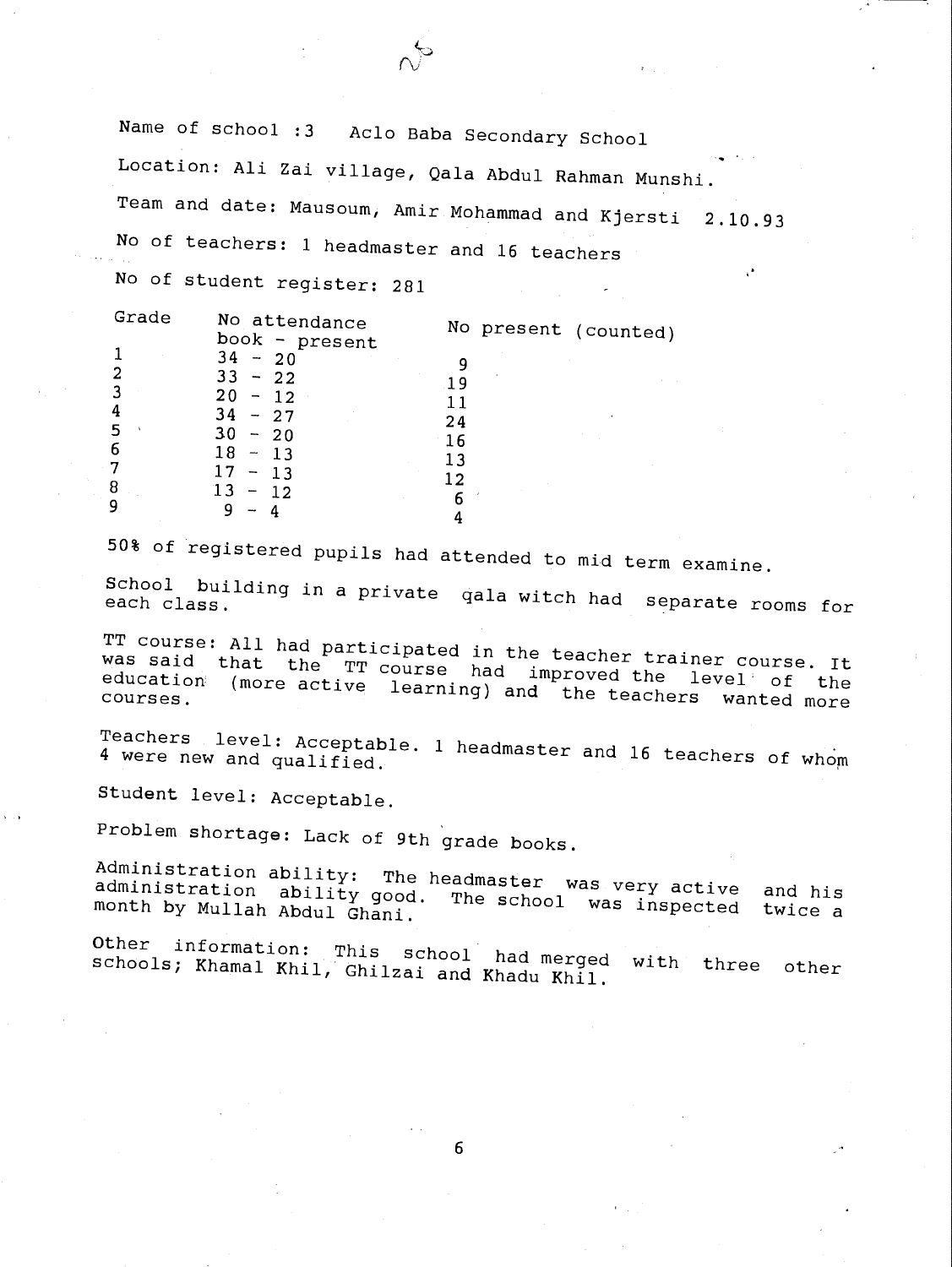Name of school :3 Aclo Baba Secondary School

Location: Ali Zai village, Qala Abdul Rahman Munshi.

Team and date: Mausoum, Amir Mohammad and Kjersti 2.10.93

No of teachers: 1 headmaster and 16 teachers

No of student register: 281

| Grade | No attendance book - present | No present (counted) |
|---|---|---|
| 1 | 34 - 20 | 9 |
| 2 | 33 - 22 | 19 |
| 3 | 20 - 12 | 11 |
| 4 | 34 - 27 | 24 |
| 5 | 30 - 20 | 16 |
| 6 | 18 - 13 | 13 |
| 7 | 17 - 13 | 12 |
| 8 | 13 - 12 | 6 |
| 9 | 9 - 4 | 4 |

50% of registered pupils had attended to mid term examine.

School building in a private qala witch had separate rooms for each class.

TT course: All had participated in the teacher trainer course. It was said that the TT course had improved the level of the education (more active learning) and the teachers wanted more courses.

Teachers level: Acceptable. 1 headmaster and 16 teachers of whom 4 were new and qualified.

Student level: Acceptable.

Problem shortage: Lack of 9th grade books.

Administration ability: The headmaster was very active and his administration ability good. The school was inspected twice a month by Mullah Abdul Ghani.

Other information: This school had merged with three other schools; Khamal Khil, Ghilzai and Khadu Khil.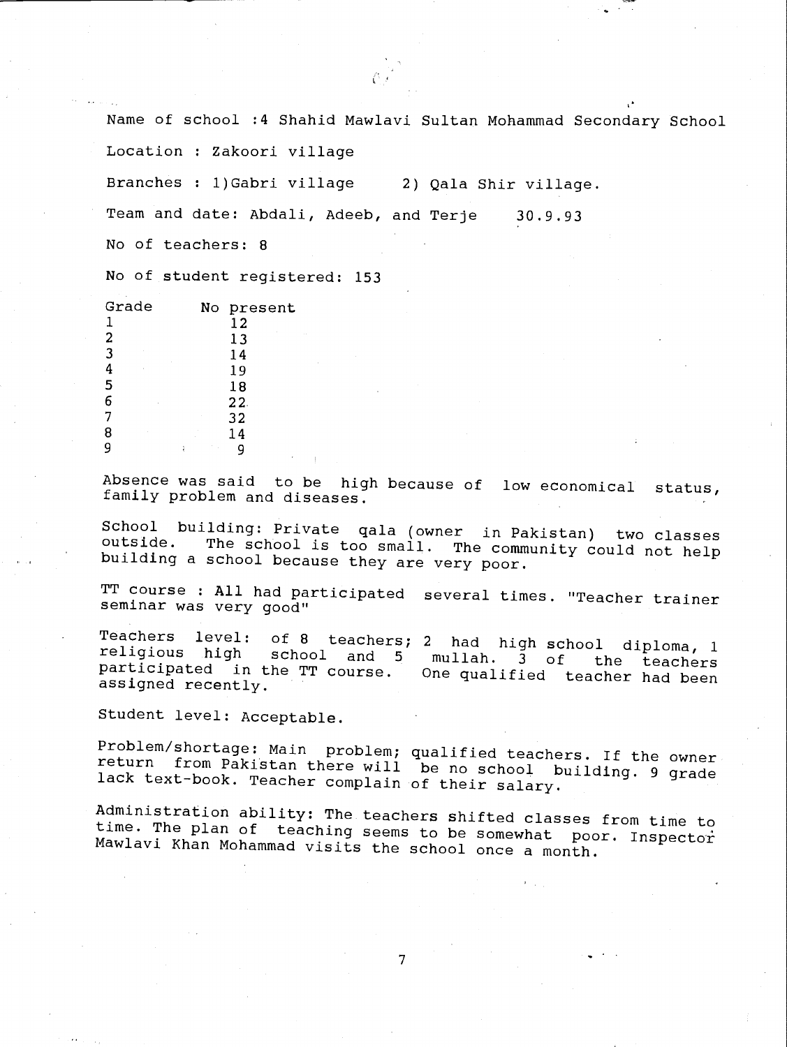Name of school :4 Shahid Mawlavi Sultan Mohammad Secondary School

Location : Zakoori village

Branches : 1)Gabri village 2) Qala Shir village.

Team and date: Abdali, Adeeb, and Terje 30.9.93

No of teachers: 8

No of student registered: 153

| Grade | No present |
|---|---|
| 1 | 12 |
| 2 | 13 |
| 3 | 14 |
| 4 | 19 |
| 5 | 18 |
| 6 | 22 |
| 7 | 32 |
| 8 | 14 |
| 9 | 9 |

Absence was said to be high because of low economical status, family problem and diseases.

School building: Private qala (owner in Pakistan) two classes outside. The school is too small. The community could not help building a school because they are very poor.

TT course : All had participated several times. "Teacher trainer seminar was very good"

Teachers level: of 8 teachers; 2 had high school diploma, 1 religious high school and 5 mullah. 3 of the teachers participated in the TT course. One qualified teacher had been assigned recently.

Student level: Acceptable.

Problem/shortage: Main problem; qualified teachers. If the owner return from Pakistan there will be no school building. 9 grade lack text-book. Teacher complain of their salary.

Administration ability: The teachers shifted classes from time to time. The plan of teaching seems to be somewhat poor. Inspector Mawlavi Khan Mohammad visits the school once a month.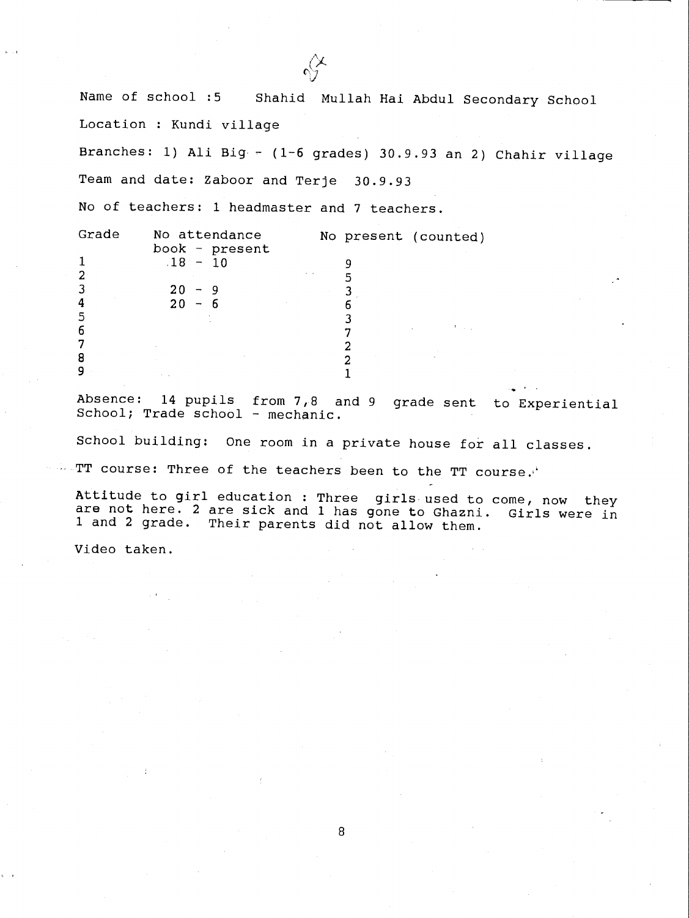Name of school :5 Shahid Mullah Hai Abdul Secondary School

Location : Kundi village

Branches: 1) Ali Big - (1-6 grades) 30.9.93 an 2) Chahir village

Team and date: Zaboor and Terje 30.9.93

No of teachers: 1 headmaster and 7 teachers.

| Grade | No attendance book - present | No present (counted) |
|---|---|---|
| 1 | 18 - 10 | 9 |
| 2 | | 5 |
| 3 | 20 - 9 | 3 |
| 4 | 20 - 6 | 6 |
| 5 | | 3 |
| 6 | | 7 |
| 7 | | 2 |
| 8 | | 2 |
| 9 | | 1 |

Absence: 14 pupils from 7,8 and 9 grade sent to Experiential School; Trade school - mechanic.

School building: One room in a private house for all classes.

TT course: Three of the teachers been to the TT course.

Attitude to girl education : Three girls used to come, now they are not here. 2 are sick and 1 has gone to Ghazni. Girls were in 1 and 2 grade. Their parents did not allow them.

Video taken.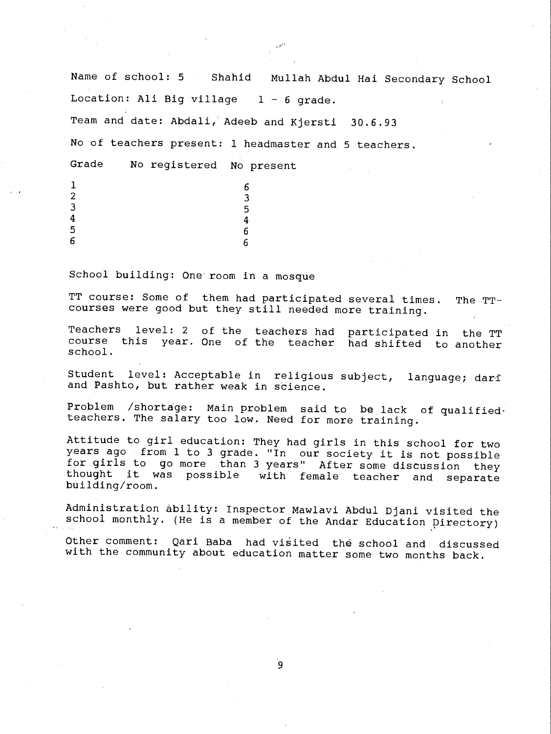Name of school: 5 Shahid Mullah Abdul Hai Secondary School

Location: Ali Big village 1 - 6 grade.

Team and date: Abdali, Adeeb and Kjersti 30.6.93

No of teachers present: 1 headmaster and 5 teachers.

| Grade | No registered | No present |
|---|---|---|
| 1 | | 6 |
| 2 | | 3 |
| 3 | | 5 |
| 4 | | 4 |
| 5 | | 6 |
| 6 | | 6 |

School building: One room in a mosque

TT course: Some of them had participated several times. The TT-courses were good but they still needed more training.

Teachers level: 2 of the teachers had participated in the TT course this year. One of the teacher had shifted to another school.

Student level: Acceptable in religious subject, language; darī and Pashto, but rather weak in science.

Problem /shortage: Main problem said to be lack of qualified teachers. The salary too low. Need for more training.

Attitude to girl education: They had girls in this school for two years ago from 1 to 3 grade. "In our society it is not possible for girls to go more than 3 years" After some discussion they thought it was possible with female teacher and separate building/room.

Administration ability: Inspector Mawlavi Abdul Djani visited the school monthly. (He is a member of the Andar Education Directory)

Other comment: Qari Baba had visited the school and discussed with the community about education matter some two months back.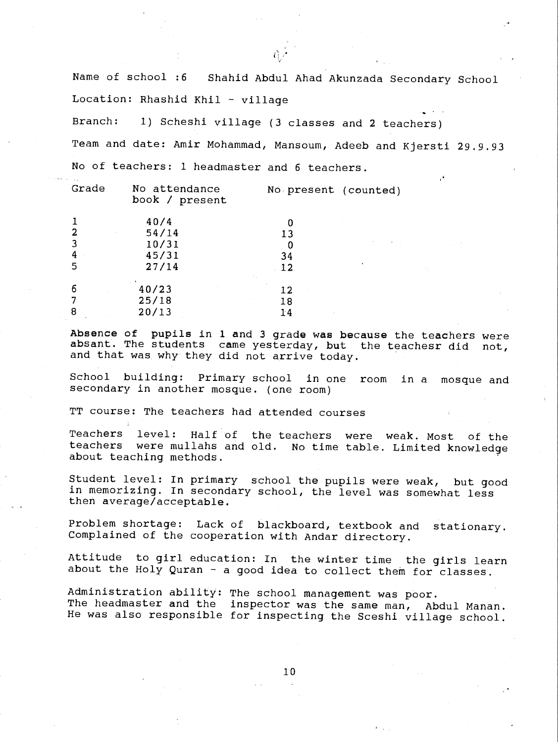Name of school :6 Shahid Abdul Ahad Akunzada Secondary School

Location: Rhashid Khil - village

Branch: 1) Scheshi village (3 classes and 2 teachers)

Team and date: Amir Mohammad, Mansoum, Adeeb and Kjersti 29.9.93

No of teachers: 1 headmaster and 6 teachers.

| Grade | No attendance book / present | No present (counted) |
|---|---|---|
| 1 | 40/4 | 0 |
| 2 | 54/14 | 13 |
| 3 | 10/31 | 0 |
| 4 | 45/31 | 34 |
| 5 | 27/14 | 12 |
| 6 | 40/23 | 12 |
| 7 | 25/18 | 18 |
| 8 | 20/13 | 14 |

Absence of pupils in 1 and 3 grade was because the teachers were absant. The students came yesterday, but the teachesr did not, and that was why they did not arrive today.

School building: Primary school in one room in a mosque and secondary in another mosque. (one room)

TT course: The teachers had attended courses

Teachers level: Half of the teachers were weak. Most of the teachers were mullahs and old. No time table. Limited knowledge about teaching methods.

Student level: In primary school the pupils were weak, but good in memorizing. In secondary school, the level was somewhat less then average/acceptable.

Problem shortage: Lack of blackboard, textbook and stationary. Complained of the cooperation with Andar directory.

Attitude to girl education: In the winter time the girls learn about the Holy Quran - a good idea to collect them for classes.

Administration ability: The school management was poor.
The headmaster and the inspector was the same man, Abdul Manan. He was also responsible for inspecting the Sceshi village school.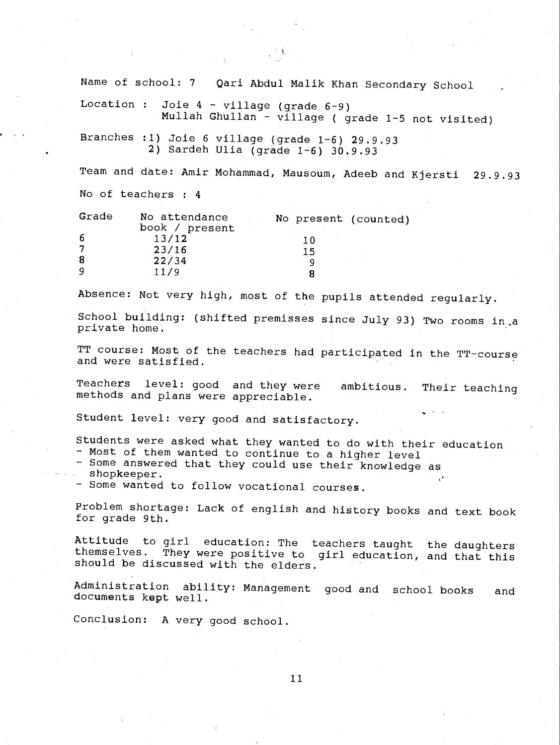Name of school: 7 Qari Abdul Malik Khan Secondary School

Location : Joie 4 - village (grade 6-9)
Mullah Ghullan - village ( grade 1-5 not visited)

Branches :1) Joie 6 village (grade 1-6) 29.9.93
2) Sardeh Ulia (grade 1-6) 30.9.93

Team and date: Amir Mohammad, Mausoum, Adeeb and Kjersti 29.9.93

No of teachers : 4

| Grade | No attendance book / present | No present (counted) |
|---|---|---|
| 6 | 13/12 | 10 |
| 7 | 23/16 | 15 |
| 8 | 22/34 | 9 |
| 9 | 11/9 | 8 |

Absence: Not very high, most of the pupils attended regularly.

School building: (shifted premisses since July 93) Two rooms in a private home.

TT course: Most of the teachers had participated in the TT-course and were satisfied.

Teachers level: good and they were ambitious. Their teaching methods and plans were appreciable.

Student level: very good and satisfactory.

Students were asked what they wanted to do with their education
- Most of them wanted to continue to a higher level
- Some answered that they could use their knowledge as shopkeeper.
- Some wanted to follow vocational courses.

Problem shortage: Lack of english and history books and text book for grade 9th.

Attitude to girl education: The teachers taught the daughters themselves. They were positive to girl education, and that this should be discussed with the elders.

Administration ability: Management good and school books and documents kept well.

Conclusion: A very good school.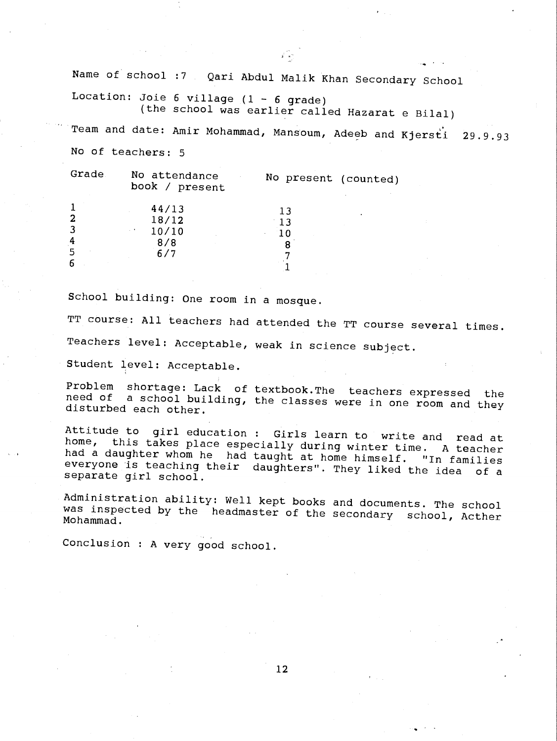Name of school :7 Qari Abdul Malik Khan Secondary School

Location: Joie 6 village (1 - 6 grade)
(the school was earlier called Hazarat e Bilal)

Team and date: Amir Mohammad, Mansoum, Adeeb and Kjersti 29.9.93

No of teachers: 5

| Grade | No attendance book / present | No present (counted) |
|---|---|---|
| 1 | 44/13 | 13 |
| 2 | 18/12 | 13 |
| 3 | 10/10 | 10 |
| 4 | 8/8 | 8 |
| 5 | 6/7 | 7 |
| 6 | | 1 |

School building: One room in a mosque.

TT course: All teachers had attended the TT course several times.

Teachers level: Acceptable, weak in science subject.

Student level: Acceptable.

Problem shortage: Lack of textbook.The teachers expressed the need of a school building, the classes were in one room and they disturbed each other.

Attitude to girl education : Girls learn to write and read at home, this takes place especially during winter time. A teacher had a daughter whom he had taught at home himself. "In families everyone is teaching their daughters". They liked the idea of a separate girl school.

Administration ability: Well kept books and documents. The school was inspected by the headmaster of the secondary school, Acther Mohammad.

Conclusion : A very good school.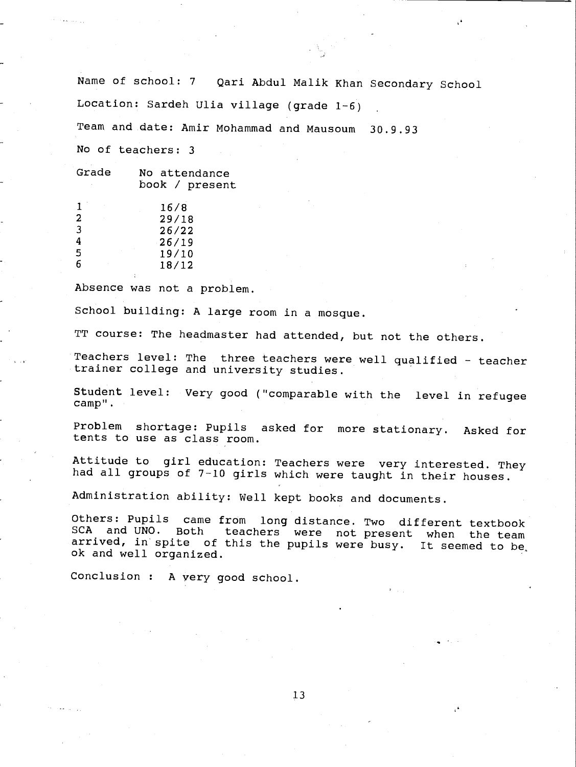Name of school: 7 Qari Abdul Malik Khan Secondary School

Location: Sardeh Ulia village (grade 1-6)

Team and date: Amir Mohammad and Mausoum 30.9.93

No of teachers: 3

| Grade | No attendance book / present |
|---|---|
| 1 | 16/8 |
| 2 | 29/18 |
| 3 | 26/22 |
| 4 | 26/19 |
| 5 | 19/10 |
| 6 | 18/12 |

Absence was not a problem.

School building: A large room in a mosque.

TT course: The headmaster had attended, but not the others.

Teachers level: The three teachers were well qualified - teacher trainer college and university studies.

Student level: Very good ("comparable with the level in refugee camp".

Problem shortage: Pupils asked for more stationary. Asked for tents to use as class room.

Attitude to girl education: Teachers were very interested. They had all groups of 7-10 girls which were taught in their houses.

Administration ability: Well kept books and documents.

Others: Pupils came from long distance. Two different textbook SCA and UNO. Both teachers were not present when the team arrived, in spite of this the pupils were busy. It seemed to be ok and well organized.

Conclusion : A very good school.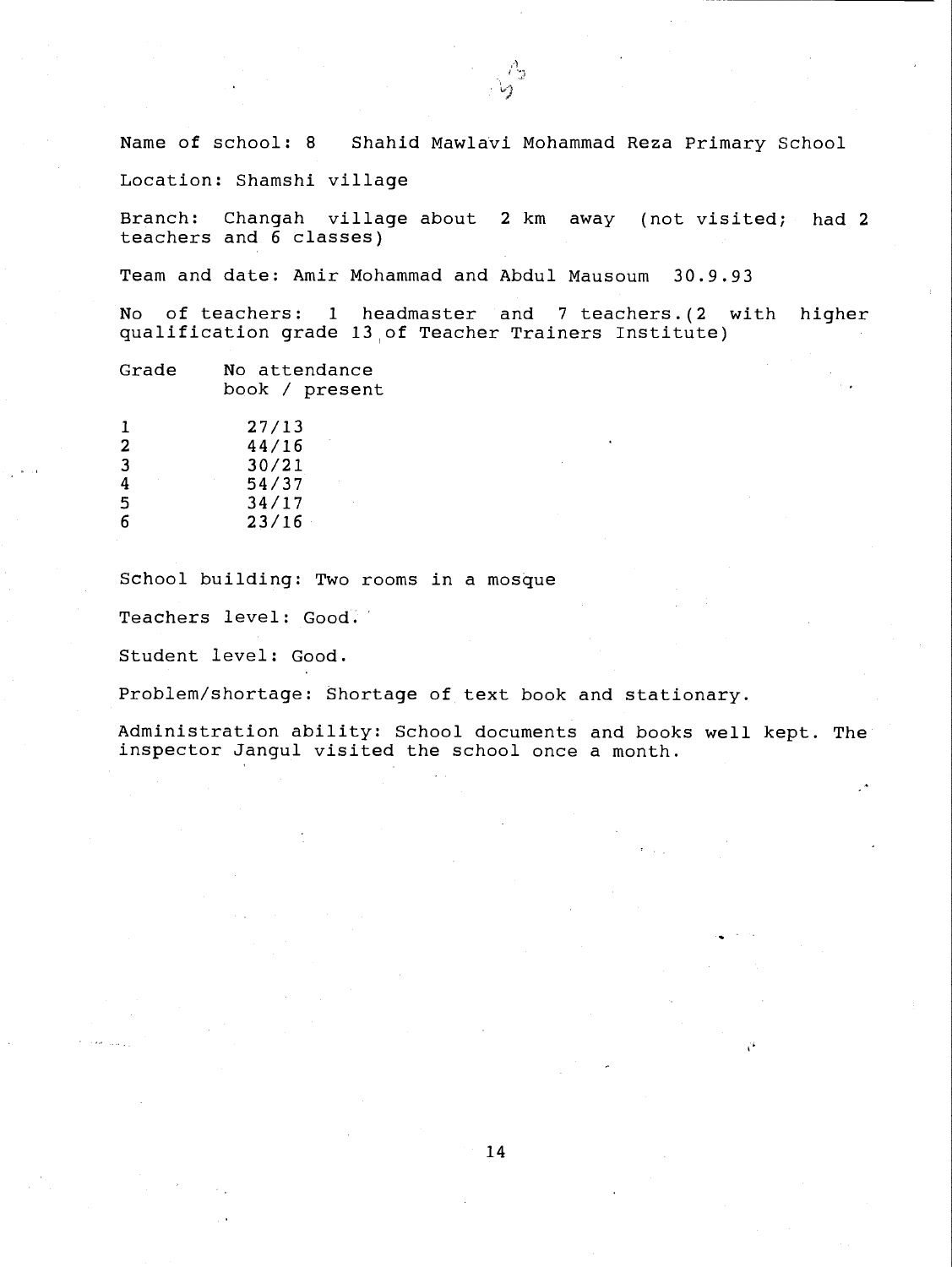Name of school: 8 Shahid Mawlavi Mohammad Reza Primary School

Location: Shamshi village

Branch: Changah village about 2 km away (not visited; had 2 teachers and 6 classes)

Team and date: Amir Mohammad and Abdul Mausoum 30.9.93

No of teachers: 1 headmaster and 7 teachers.(2 with higher qualification grade 13 of Teacher Trainers Institute)

| Grade | No attendance book / present |
|---|---|
| 1 | 27/13 |
| 2 | 44/16 |
| 3 | 30/21 |
| 4 | 54/37 |
| 5 | 34/17 |
| 6 | 23/16 |

School building: Two rooms in a mosque

Teachers level: Good.

Student level: Good.

Problem/shortage: Shortage of text book and stationary.

Administration ability: School documents and books well kept. The inspector Jangul visited the school once a month.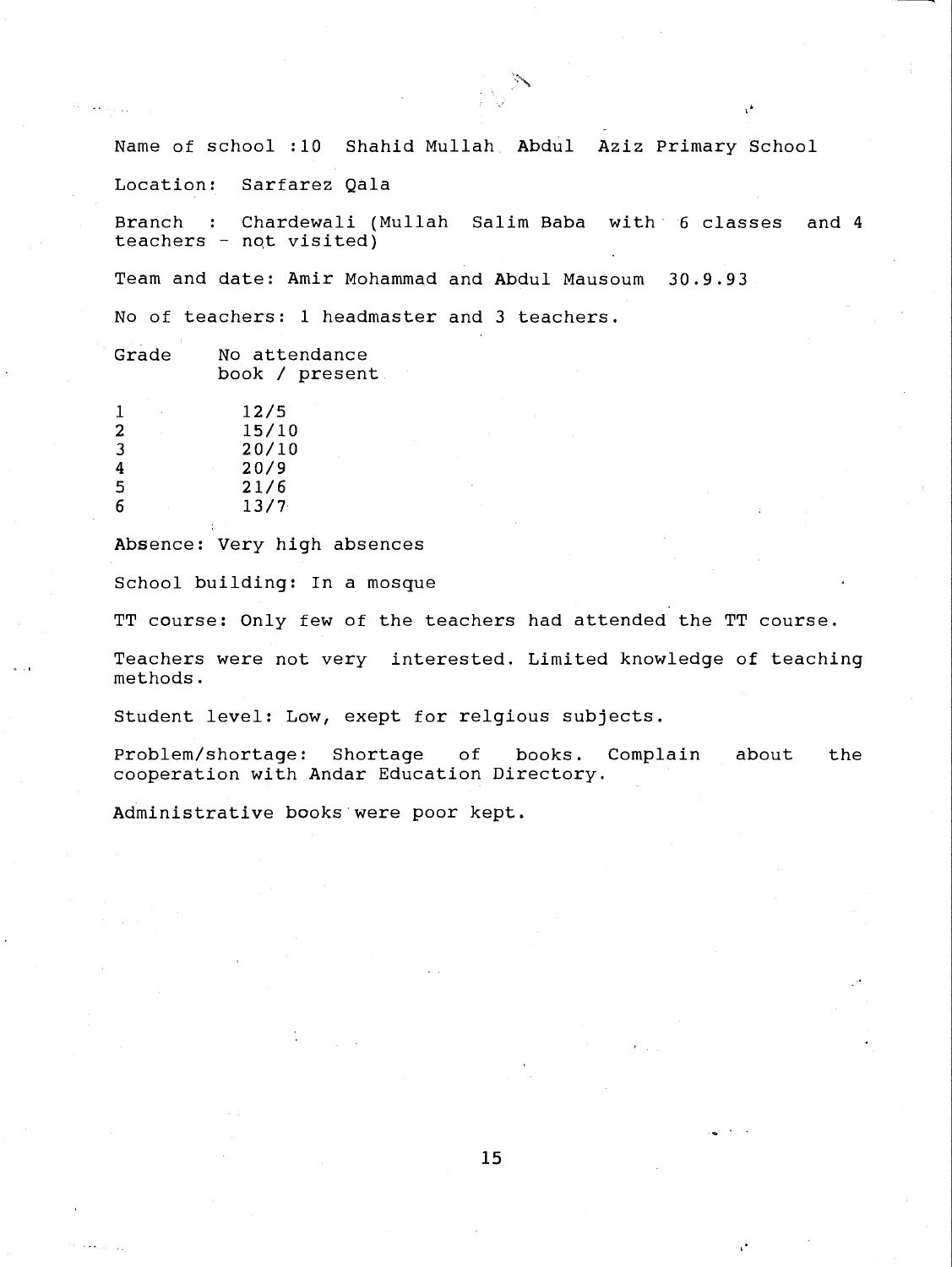Name of school :10 Shahid Mullah Abdul Aziz Primary School

Location: Sarfarez Qala

Branch : Chardewali (Mullah Salim Baba with 6 classes and 4 teachers - not visited)

Team and date: Amir Mohammad and Abdul Mausoum 30.9.93

No of teachers: 1 headmaster and 3 teachers.

| Grade | No attendance book / present |
|---|---|
| 1 | 12/5 |
| 2 | 15/10 |
| 3 | 20/10 |
| 4 | 20/9 |
| 5 | 21/6 |
| 6 | 13/7 |

Absence: Very high absences

School building: In a mosque

TT course: Only few of the teachers had attended the TT course.

Teachers were not very interested. Limited knowledge of teaching methods.

Student level: Low, exept for relgious subjects.

Problem/shortage: Shortage of books. Complain about the cooperation with Andar Education Directory.

Administrative books were poor kept.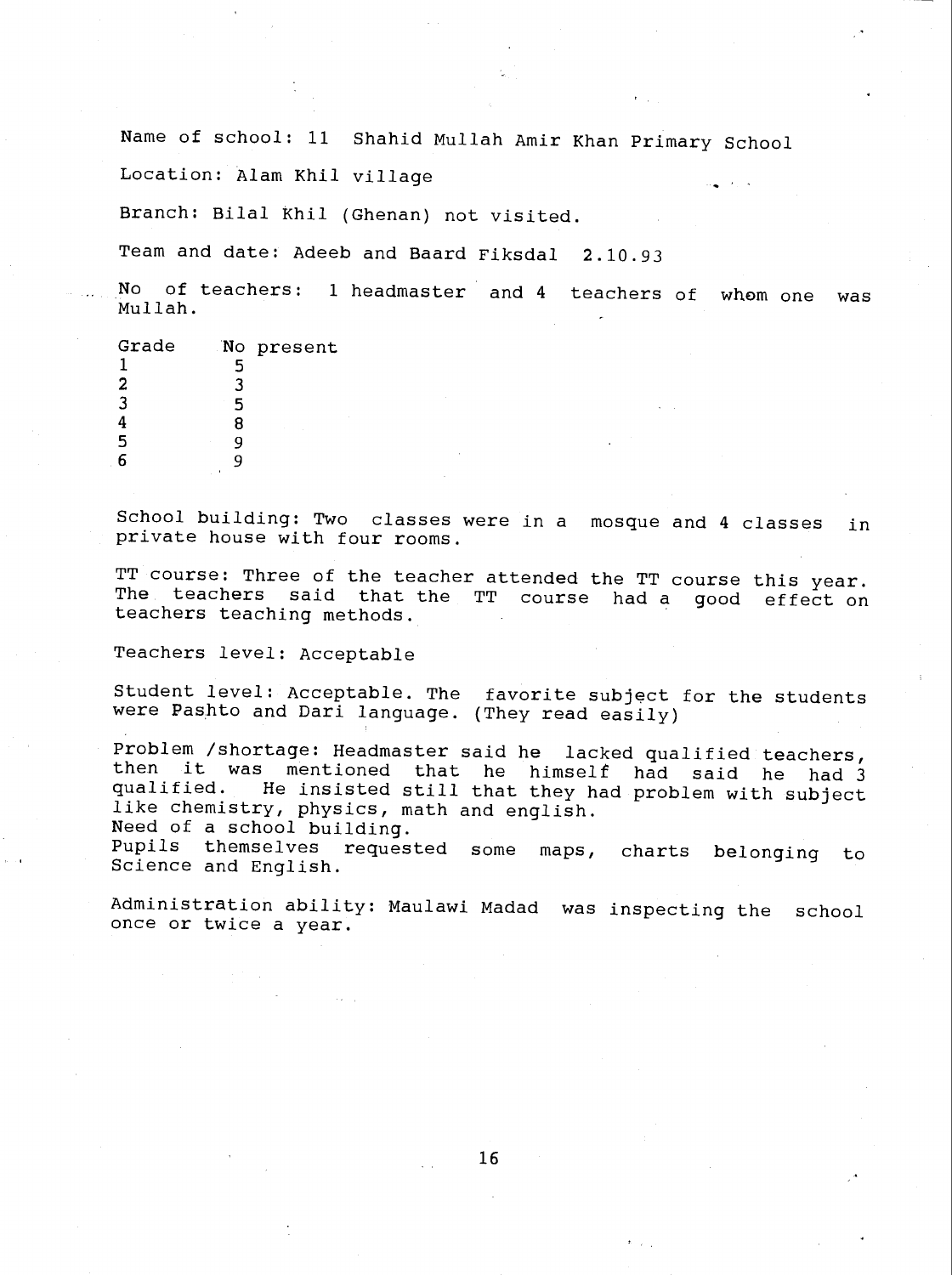Name of school: 11 Shahid Mullah Amir Khan Primary School

Location: Alam Khil village

Branch: Bilal Khil (Ghenan) not visited.

Team and date: Adeeb and Baard Fiksdal 2.10.93

No of teachers: 1 headmaster and 4 teachers of whom one was Mullah.

| Grade | No present |
|---|---|
| 1 | 5 |
| 2 | 3 |
| 3 | 5 |
| 4 | 8 |
| 5 | 9 |
| 6 | 9 |

School building: Two classes were in a mosque and 4 classes in private house with four rooms.

TT course: Three of the teacher attended the TT course this year. The teachers said that the TT course had a good effect on teachers teaching methods.

Teachers level: Acceptable

Student level: Acceptable. The favorite subject for the students were Pashto and Dari language. (They read easily)

Problem /shortage: Headmaster said he lacked qualified teachers, then it was mentioned that he himself had said he had 3 qualified. He insisted still that they had problem with subject like chemistry, physics, math and english.
Need of a school building.
Pupils themselves requested some maps, charts belonging to Science and English.

Administration ability: Maulawi Madad was inspecting the school once or twice a year.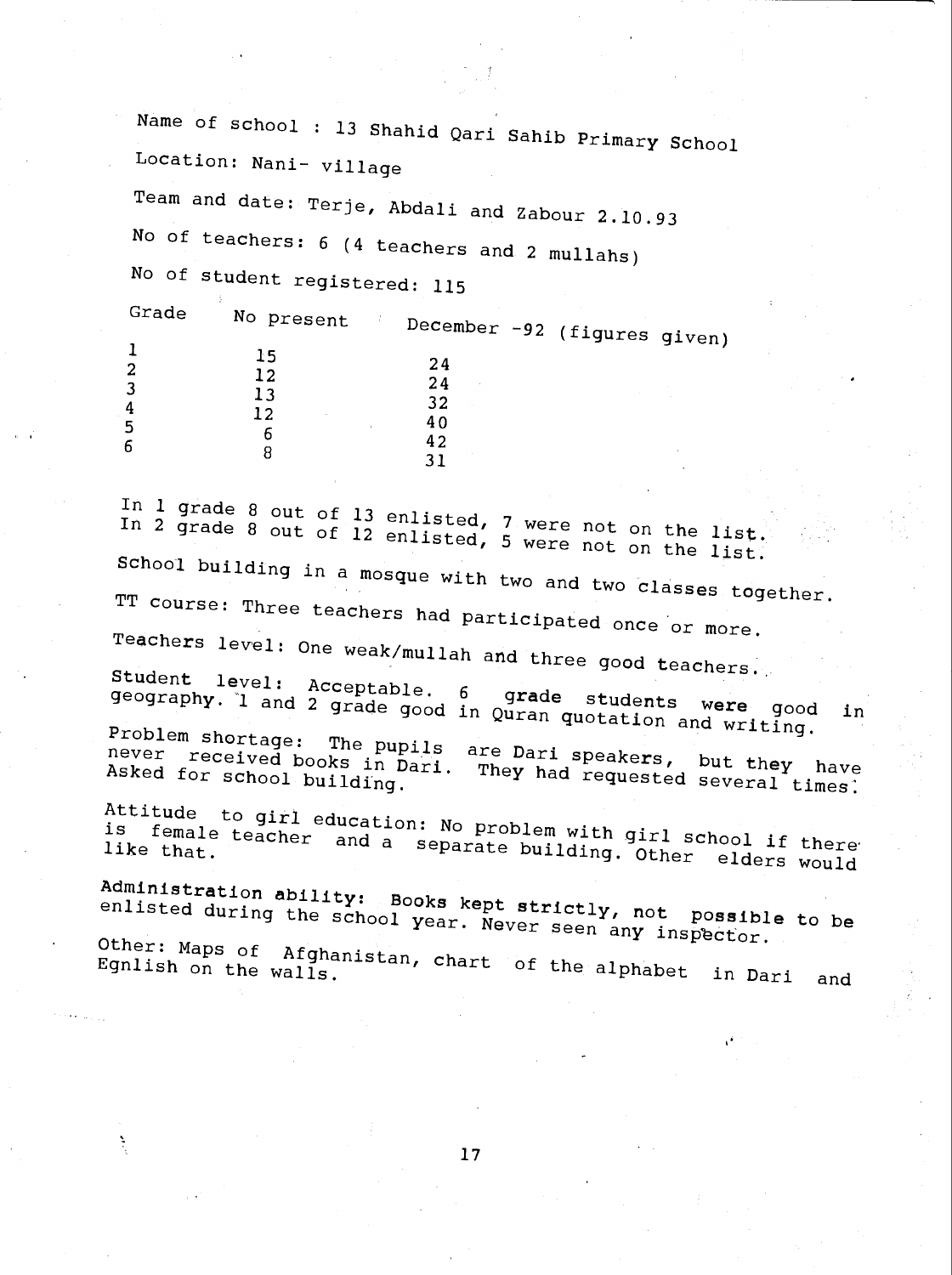Name of school : 13 Shahid Qari Sahib Primary School

Location: Nani- village

Team and date: Terje, Abdali and Zabour 2.10.93

No of teachers: 6 (4 teachers and 2 mullahs)

No of student registered: 115

| Grade | No present | December -92 (figures given) |
|---|---|---|
| 1 | 15 | 24 |
| 2 | 12 | 24 |
| 3 | 13 | 32 |
| 4 | 12 | 40 |
| 5 | 6 | 42 |
| 6 | 8 | 31 |

In 1 grade 8 out of 13 enlisted, 7 were not on the list.
In 2 grade 8 out of 12 enlisted, 5 were not on the list.

School building in a mosque with two and two classes together.

TT course: Three teachers had participated once or more.

Teachers level: One weak/mullah and three good teachers.

Student level: Acceptable. 6 **grade** students **were** good in geography. 1 and 2 grade good in Quran quotation and writing.

Problem shortage: The pupils are Dari speakers, but they have never received books in Dari. They had requested several times. Asked for school building.

Attitude to girl education: No problem with girl school if there is female teacher and a separate building. Other elders would like that.

**Administration ability: Books kept strictly, not possible** to be enlisted during the school year. Never seen any inspector.

Other: Maps of Afghanistan, chart of the alphabet in Dari and Egnlish on the walls.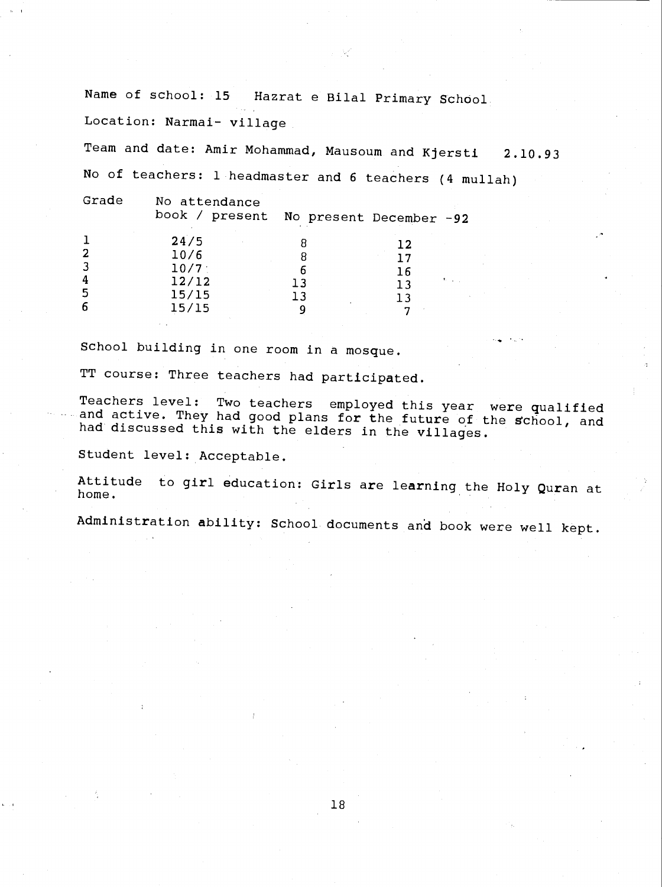Name of school: 15 Hazrat e Bilal Primary School

Location: Narmai- village

Team and date: Amir Mohammad, Mausoum and Kjersti 2.10.93

No of teachers: 1 headmaster and 6 teachers (4 mullah)

| Grade | No attendance book / present | No present | December -92 |
|---|---|---|---|
| 1 | 24/5 | 8 | 12 |
| 2 | 10/6 | 8 | 17 |
| 3 | 10/7 | 6 | 16 |
| 4 | 12/12 | 13 | 13 |
| 5 | 15/15 | 13 | 13 |
| 6 | 15/15 | 9 | 7 |

School building in one room in a mosque.

TT course: Three teachers had participated.

Teachers level: Two teachers employed this year were qualified and active. They had good plans for the future of the school, and had discussed this with the elders in the villages.

Student level: Acceptable.

Attitude to girl education: Girls are learning the Holy Quran at home.

Administration ability: School documents and book were well kept.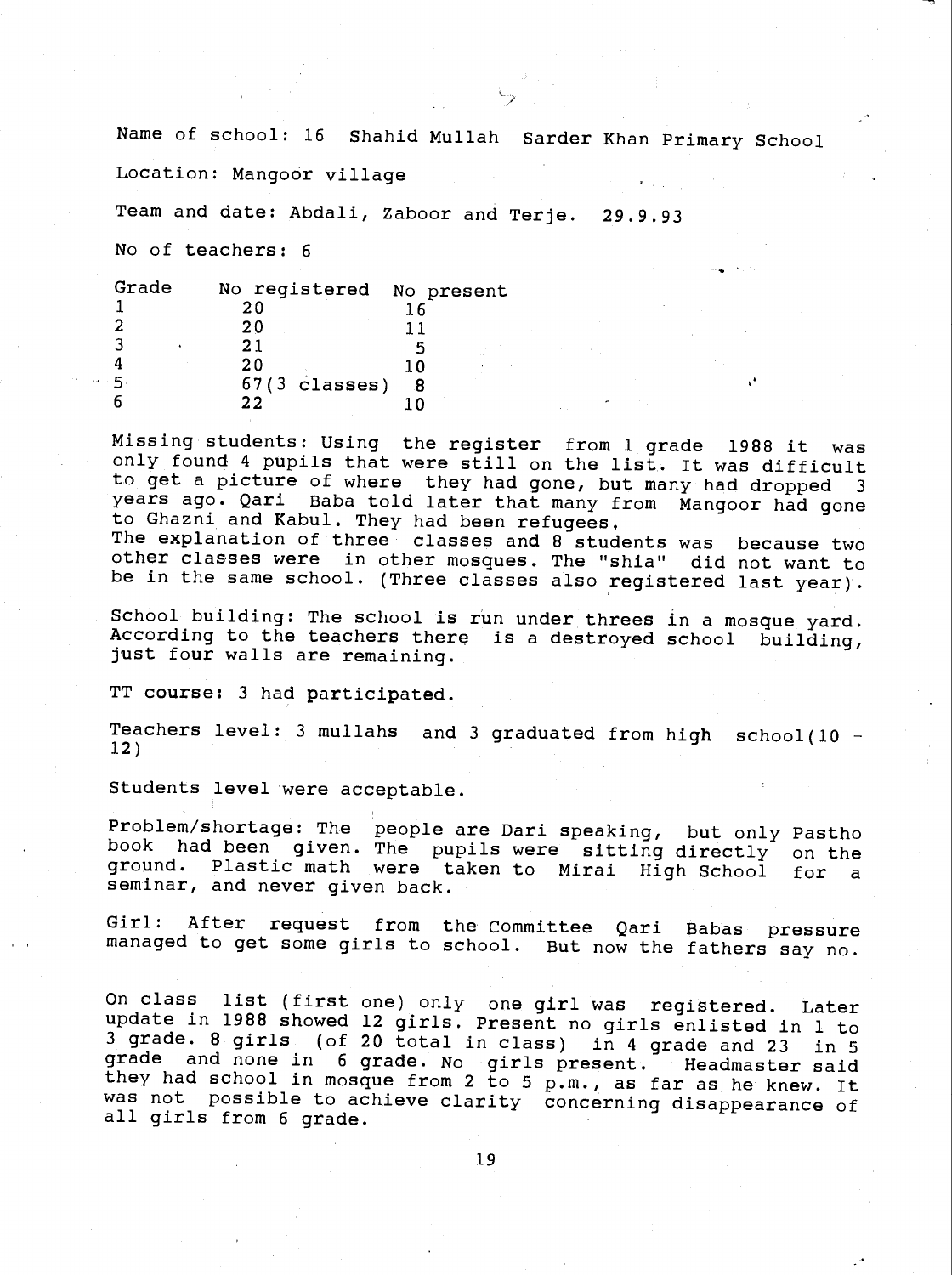Name of school: 16 Shahid Mullah Sarder Khan Primary School

Location: Mangoor village

Team and date: Abdali, Zaboor and Terje. 29.9.93

No of teachers: 6

| Grade | No registered | No present |
|---|---|---|
| 1 | 20 | 16 |
| 2 | 20 | 11 |
| 3 | 21 | 5 |
| 4 | 20 | 10 |
| 5 | 67(3 classes) | 8 |
| 6 | 22 | 10 |

Missing students: Using the register from 1 grade 1988 it was only found 4 pupils that were still on the list. It was difficult to get a picture of where they had gone, but many had dropped 3 years ago. Qari Baba told later that many from Mangoor had gone to Ghazni and Kabul. They had been refugees.
The explanation of three classes and 8 students was because two other classes were in other mosques. The "shia" did not want to be in the same school. (Three classes also registered last year).

School building: The school is run under threes in a mosque yard. According to the teachers there is a destroyed school building, just four walls are remaining.

TT course: 3 had participated.

Teachers level: 3 mullahs and 3 graduated from high school(10 - 12)

Students level were acceptable.

Problem/shortage: The people are Dari speaking, but only Pastho book had been given. The pupils were sitting directly on the ground. Plastic math were taken to Mirai High School for a seminar, and never given back.

Girl: After request from the Committee Qari Babas pressure managed to get some girls to school. But now the fathers say no.

On class list (first one) only one girl was registered. Later update in 1988 showed 12 girls. Present no girls enlisted in 1 to 3 grade. 8 girls (of 20 total in class) in 4 grade and 23 in 5 grade and none in 6 grade. No girls present. Headmaster said they had school in mosque from 2 to 5 p.m., as far as he knew. It was not possible to achieve clarity concerning disappearance of all girls from 6 grade.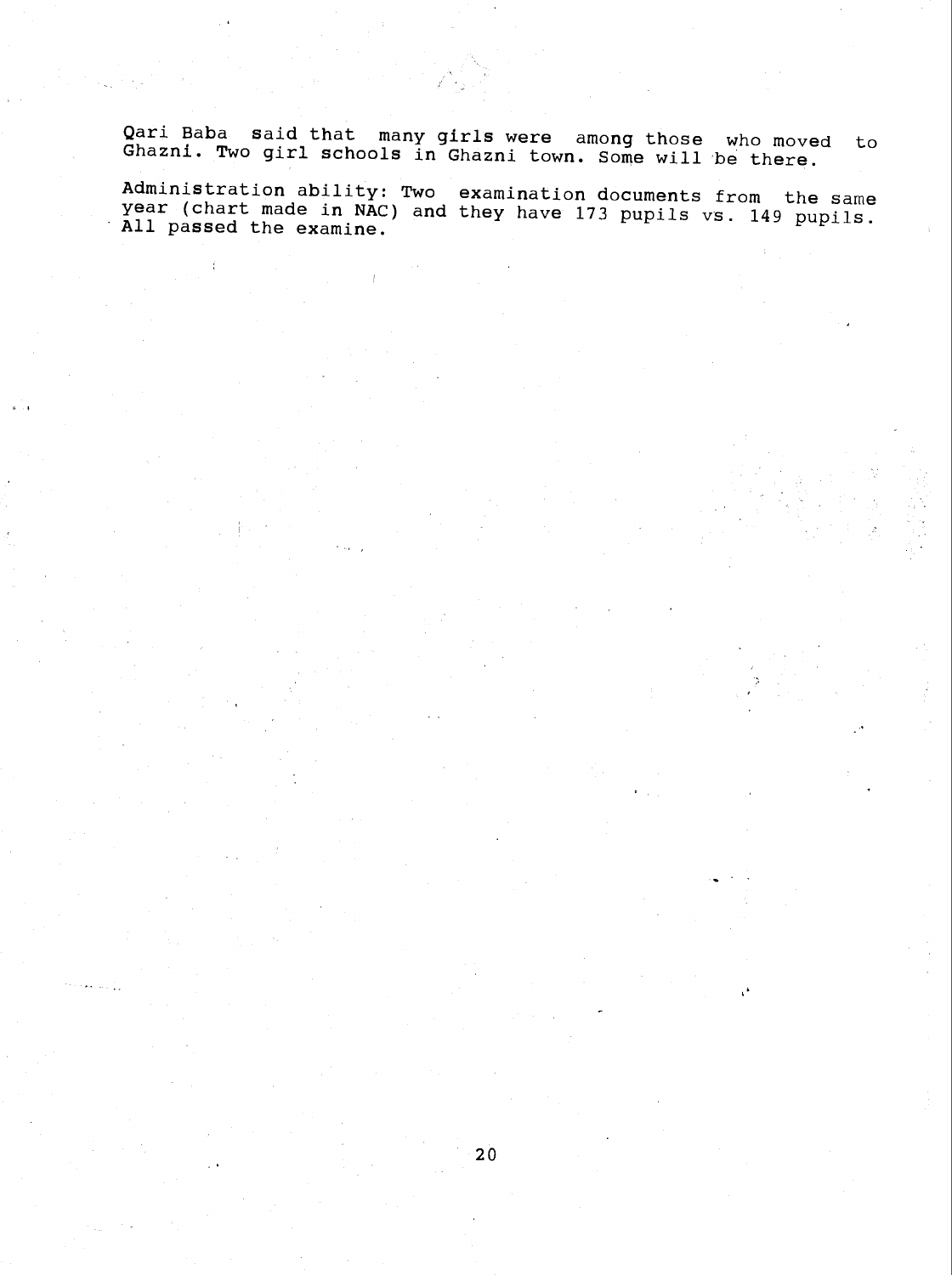Qari Baba said that many girls were among those who moved to Ghazni. Two girl schools in Ghazni town. Some will be there.

Administration ability: Two examination documents from the same year (chart made in NAC) and they have 173 pupils vs. 149 pupils. All passed the examine.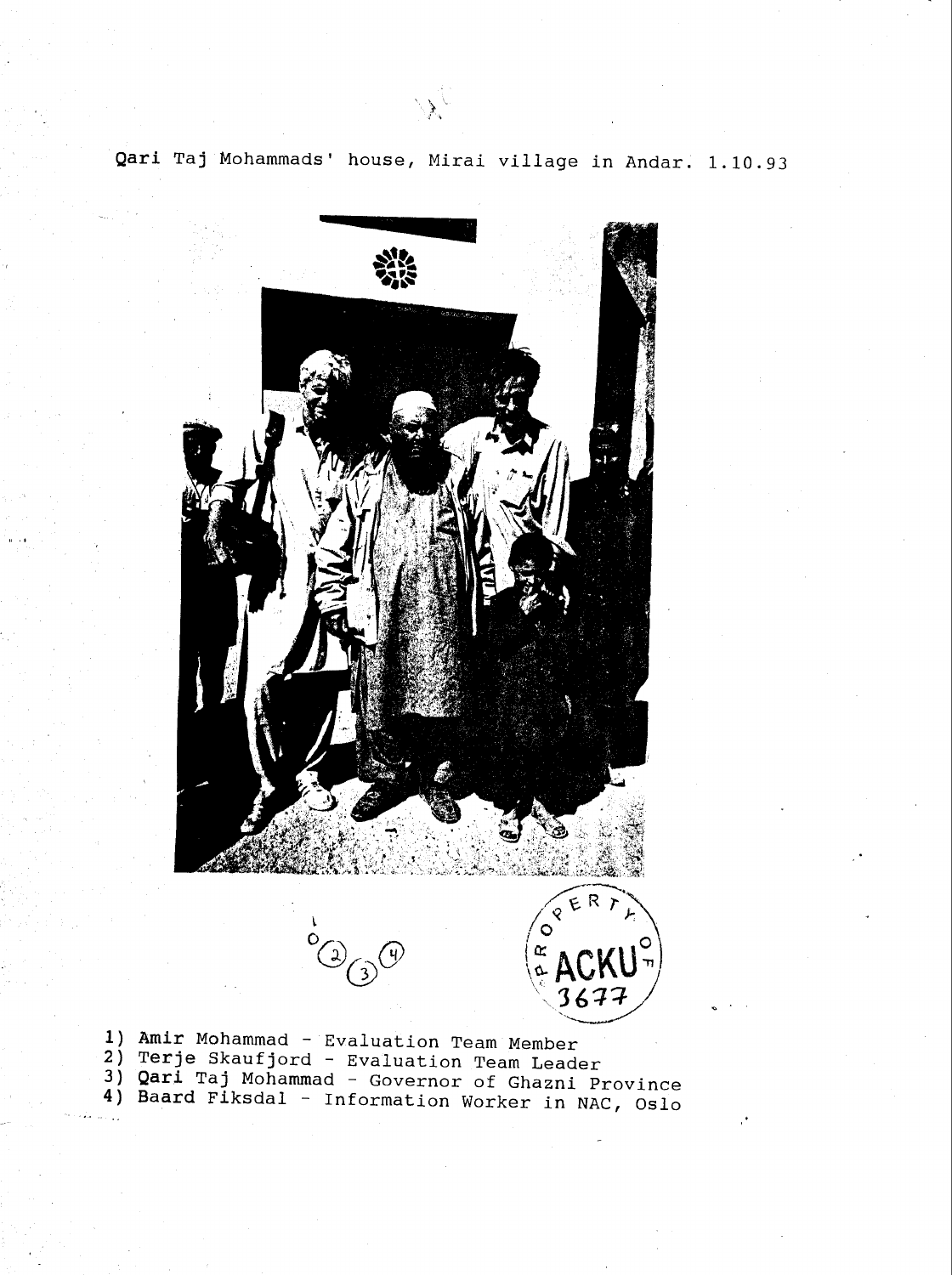Qari Taj Mohammads' house, Mirai village in Andar. 1.10.93

1) Amir Mohammad - Evaluation Team Member
2) Terje Skaufjord - Evaluation Team Leader
3) Qari Taj Mohammad - Governor of Ghazni Province
4) Baard Fiksdal - Information Worker in NAC, Oslo